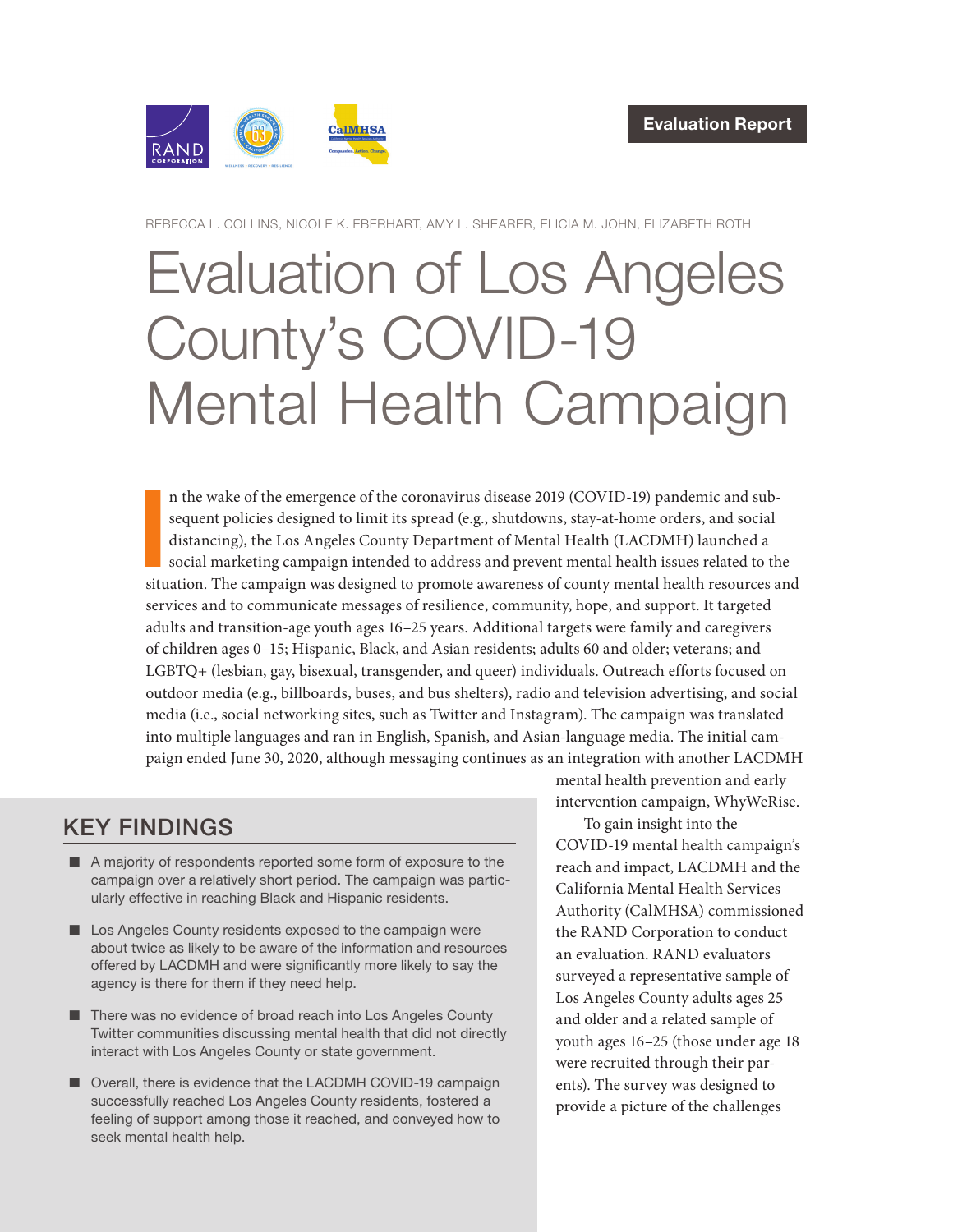Evaluation Report

REBECCA L. COLLINS, NICOLE K. EBERHART, AMY L. SHEARER, ELICIA M. JOHN, ELIZABETH ROTH

# Evaluation of Los Angeles County's COVID-19 Mental Health Campaign

In the wake of the emergence of the coronavirus disease 2019 (COVID-19) pandemic and subsequent policies designed to limit its spread (e.g., shutdowns, stay-at-home orders, and social distancing), the Los Angeles County Department of Mental Health (LACDMH) launched a social marketing campaign intended to address and prevent mental health issues related to the situation. The campaign was designed to promote awareness of county mental health resources and services and to communicate messages of resilience, community, hope, and support. It targeted adults and transition-age youth ages 16–25 years. Additional targets were family and caregivers of children ages 0–15; Hispanic, Black, and Asian residents; adults 60 and older; veterans; and LGBTQ+ (lesbian, gay, bisexual, transgender, and queer) individuals. Outreach efforts focused on outdoor media (e.g., billboards, buses, and bus shelters), radio and television advertising, and social media (i.e., social networking sites, such as Twitter and Instagram). The campaign was translated into multiple languages and ran in English, Spanish, and Asian-language media. The initial campaign ended June 30, 2020, although messaging continues as an integration with another LACDMH mental health prevention and early intervention campaign, WhyWeRise.

To gain insight into the COVID-19 mental health campaign's reach and impact, LACDMH and the California Mental Health Services Authority (CalMHSA) commissioned the RAND Corporation to conduct an evaluation. RAND evaluators surveyed a representative sample of Los Angeles County adults ages 25 and older and a related sample of youth ages 16–25 (those under age 18 were recruited through their parents). The survey was designed to provide a picture of the challenges

## KEY FINDINGS

- A majority of respondents reported some form of exposure to the campaign over a relatively short period. The campaign was particularly effective in reaching Black and Hispanic residents.
- Los Angeles County residents exposed to the campaign were about twice as likely to be aware of the information and resources offered by LACDMH and were significantly more likely to say the agency is there for them if they need help.
- There was no evidence of broad reach into Los Angeles County Twitter communities discussing mental health that did not directly interact with Los Angeles County or state government.
- Overall, there is evidence that the LACDMH COVID-19 campaign successfully reached Los Angeles County residents, fostered a feeling of support among those it reached, and conveyed how to seek mental health help.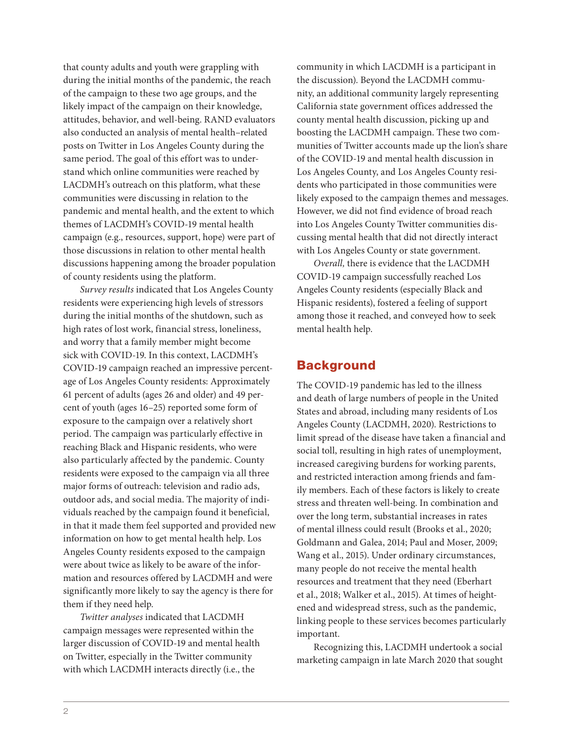that county adults and youth were grappling with during the initial months of the pandemic, the reach of the campaign to these two age groups, and the likely impact of the campaign on their knowledge, attitudes, behavior, and well-being. RAND evaluators also conducted an analysis of mental health–related posts on Twitter in Los Angeles County during the same period. The goal of this effort was to understand which online communities were reached by LACDMH's outreach on this platform, what these communities were discussing in relation to the pandemic and mental health, and the extent to which themes of LACDMH's COVID-19 mental health campaign (e.g., resources, support, hope) were part of those discussions in relation to other mental health discussions happening among the broader population of county residents using the platform.

*Survey results* indicated that Los Angeles County residents were experiencing high levels of stressors during the initial months of the shutdown, such as high rates of lost work, financial stress, loneliness, and worry that a family member might become sick with COVID-19. In this context, LACDMH's COVID-19 campaign reached an impressive percentage of Los Angeles County residents: Approximately 61 percent of adults (ages 26 and older) and 49 percent of youth (ages 16–25) reported some form of exposure to the campaign over a relatively short period. The campaign was particularly effective in reaching Black and Hispanic residents, who were also particularly affected by the pandemic. County residents were exposed to the campaign via all three major forms of outreach: television and radio ads, outdoor ads, and social media. The majority of individuals reached by the campaign found it beneficial, in that it made them feel supported and provided new information on how to get mental health help. Los Angeles County residents exposed to the campaign were about twice as likely to be aware of the information and resources offered by LACDMH and were significantly more likely to say the agency is there for them if they need help.

*Twitter analyses* indicated that LACDMH campaign messages were represented within the larger discussion of COVID-19 and mental health on Twitter, especially in the Twitter community with which LACDMH interacts directly (i.e., the community in which LACDMH is a participant in the discussion). Beyond the LACDMH community, an additional community largely representing California state government offices addressed the county mental health discussion, picking up and boosting the LACDMH campaign. These two communities of Twitter accounts made up the lion's share of the COVID-19 and mental health discussion in Los Angeles County, and Los Angeles County residents who participated in those communities were likely exposed to the campaign themes and messages. However, we did not find evidence of broad reach into Los Angeles County Twitter communities discussing mental health that did not directly interact with Los Angeles County or state government.

*Overall,* there is evidence that the LACDMH COVID-19 campaign successfully reached Los Angeles County residents (especially Black and Hispanic residents), fostered a feeling of support among those it reached, and conveyed how to seek mental health help.

## Background

The COVID-19 pandemic has led to the illness and death of large numbers of people in the United States and abroad, including many residents of Los Angeles County (LACDMH, 2020). Restrictions to limit spread of the disease have taken a financial and social toll, resulting in high rates of unemployment, increased caregiving burdens for working parents, and restricted interaction among friends and family members. Each of these factors is likely to create stress and threaten well-being. In combination and over the long term, substantial increases in rates of mental illness could result (Brooks et al., 2020; Goldmann and Galea, 2014; Paul and Moser, 2009; Wang et al., 2015). Under ordinary circumstances, many people do not receive the mental health resources and treatment that they need (Eberhart et al., 2018; Walker et al., 2015). At times of heightened and widespread stress, such as the pandemic, linking people to these services becomes particularly important.

Recognizing this, LACDMH undertook a social marketing campaign in late March 2020 that sought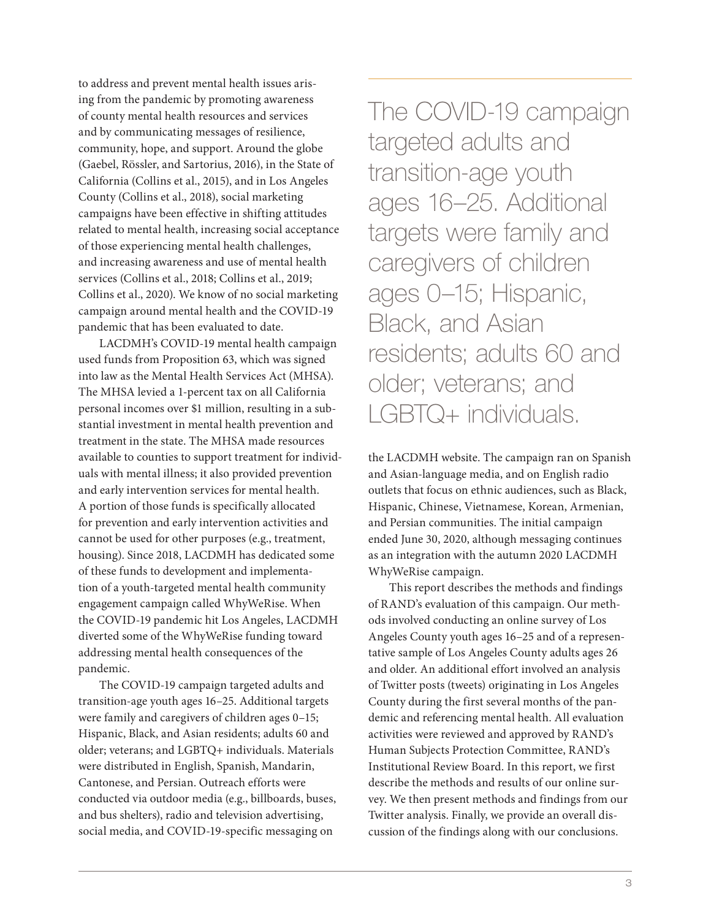to address and prevent mental health issues arising from the pandemic by promoting awareness of county mental health resources and services and by communicating messages of resilience, community, hope, and support. Around the globe (Gaebel, Rössler, and Sartorius, 2016), in the State of California (Collins et al., 2015), and in Los Angeles County (Collins et al., 2018), social marketing campaigns have been effective in shifting attitudes related to mental health, increasing social acceptance of those experiencing mental health challenges, and increasing awareness and use of mental health services (Collins et al., 2018; Collins et al., 2019; Collins et al., 2020). We know of no social marketing campaign around mental health and the COVID-19 pandemic that has been evaluated to date.

LACDMH's COVID-19 mental health campaign used funds from Proposition 63, which was signed into law as the Mental Health Services Act (MHSA). The MHSA levied a 1-percent tax on all California personal incomes over $1 million, resulting in a substantial investment in mental health prevention and treatment in the state. The MHSA made resources available to counties to support treatment for individuals with mental illness; it also provided prevention and early intervention services for mental health. A portion of those funds is specifically allocated for prevention and early intervention activities and cannot be used for other purposes (e.g., treatment, housing). Since 2018, LACDMH has dedicated some of these funds to development and implementation of a youth-targeted mental health community engagement campaign called WhyWeRise. When the COVID-19 pandemic hit Los Angeles, LACDMH diverted some of the WhyWeRise funding toward addressing mental health consequences of the pandemic.

The COVID-19 campaign targeted adults and transition-age youth ages 16–25. Additional targets were family and caregivers of children ages 0–15; Hispanic, Black, and Asian residents; adults 60 and older; veterans; and LGBTQ+ individuals. Materials were distributed in English, Spanish, Mandarin, Cantonese, and Persian. Outreach efforts were conducted via outdoor media (e.g., billboards, buses, and bus shelters), radio and television advertising, social media, and COVID-19-specific messaging on the LACDMH website. The campaign ran on Spanish and Asian-language media, and on English radio outlets that focus on ethnic audiences, such as Black, Hispanic, Chinese, Vietnamese, Korean, Armenian, and Persian communities. The initial campaign ended June 30, 2020, although messaging continues as an integration with the autumn 2020 LACDMH WhyWeRise campaign.

> The COVID-19 campaign targeted adults and transition-age youth ages 16–25. Additional targets were family and caregivers of children ages 0–15; Hispanic, Black, and Asian residents; adults 60 and older; veterans; and LGBTQ+ individuals.

This report describes the methods and findings of RAND's evaluation of this campaign. Our methods involved conducting an online survey of Los Angeles County youth ages 16–25 and of a representative sample of Los Angeles County adults ages 26 and older. An additional effort involved an analysis of Twitter posts (tweets) originating in Los Angeles County during the first several months of the pandemic and referencing mental health. All evaluation activities were reviewed and approved by RAND's Human Subjects Protection Committee, RAND's Institutional Review Board. In this report, we first describe the methods and results of our online survey. We then present methods and findings from our Twitter analysis. Finally, we provide an overall discussion of the findings along with our conclusions.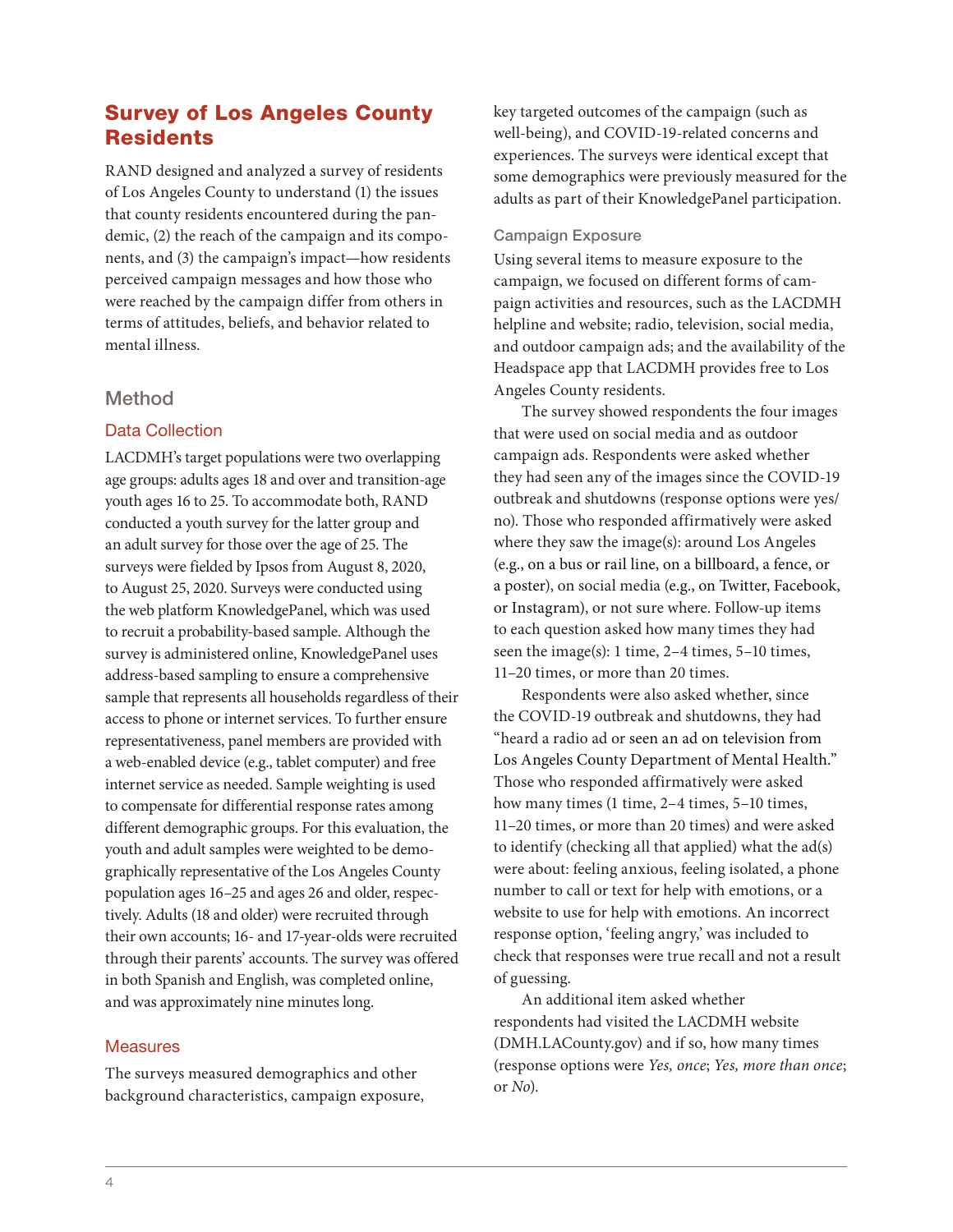## Survey of Los Angeles County Residents

RAND designed and analyzed a survey of residents of Los Angeles County to understand (1) the issues that county residents encountered during the pandemic, (2) the reach of the campaign and its components, and (3) the campaign's impact—how residents perceived campaign messages and how those who were reached by the campaign differ from others in terms of attitudes, beliefs, and behavior related to mental illness.

### Method

#### Data Collection

LACDMH's target populations were two overlapping age groups: adults ages 18 and over and transition-age youth ages 16 to 25. To accommodate both, RAND conducted a youth survey for the latter group and an adult survey for those over the age of 25. The surveys were fielded by Ipsos from August 8, 2020, to August 25, 2020. Surveys were conducted using the web platform KnowledgePanel, which was used to recruit a probability-based sample. Although the survey is administered online, KnowledgePanel uses address-based sampling to ensure a comprehensive sample that represents all households regardless of their access to phone or internet services. To further ensure representativeness, panel members are provided with a web-enabled device (e.g., tablet computer) and free internet service as needed. Sample weighting is used to compensate for differential response rates among different demographic groups. For this evaluation, the youth and adult samples were weighted to be demographically representative of the Los Angeles County population ages 16–25 and ages 26 and older, respectively. Adults (18 and older) were recruited through their own accounts; 16- and 17-year-olds were recruited through their parents' accounts. The survey was offered in both Spanish and English, was completed online, and was approximately nine minutes long.

#### Measures

The surveys measured demographics and other background characteristics, campaign exposure, key targeted outcomes of the campaign (such as well-being), and COVID-19-related concerns and experiences. The surveys were identical except that some demographics were previously measured for the adults as part of their KnowledgePanel participation.

##### Campaign Exposure

Using several items to measure exposure to the campaign, we focused on different forms of campaign activities and resources, such as the LACDMH helpline and website; radio, television, social media, and outdoor campaign ads; and the availability of the Headspace app that LACDMH provides free to Los Angeles County residents.

The survey showed respondents the four images that were used on social media and as outdoor campaign ads. Respondents were asked whether they had seen any of the images since the COVID-19 outbreak and shutdowns (response options were yes/no). Those who responded affirmatively were asked where they saw the image(s): around Los Angeles (e.g., on a bus or rail line, on a billboard, a fence, or a poster), on social media (e.g., on Twitter, Facebook, or Instagram), or not sure where. Follow-up items to each question asked how many times they had seen the image(s): 1 time, 2–4 times, 5–10 times, 11–20 times, or more than 20 times.

Respondents were also asked whether, since the COVID-19 outbreak and shutdowns, they had "heard a radio ad or seen an ad on television from Los Angeles County Department of Mental Health." Those who responded affirmatively were asked how many times (1 time, 2–4 times, 5–10 times, 11–20 times, or more than 20 times) and were asked to identify (checking all that applied) what the ad(s) were about: feeling anxious, feeling isolated, a phone number to call or text for help with emotions, or a website to use for help with emotions. An incorrect response option, 'feeling angry,' was included to check that responses were true recall and not a result of guessing.

An additional item asked whether respondents had visited the LACDMH website (DMH.LACounty.gov) and if so, how many times (response options were *Yes, once*; *Yes, more than once*; or *No*).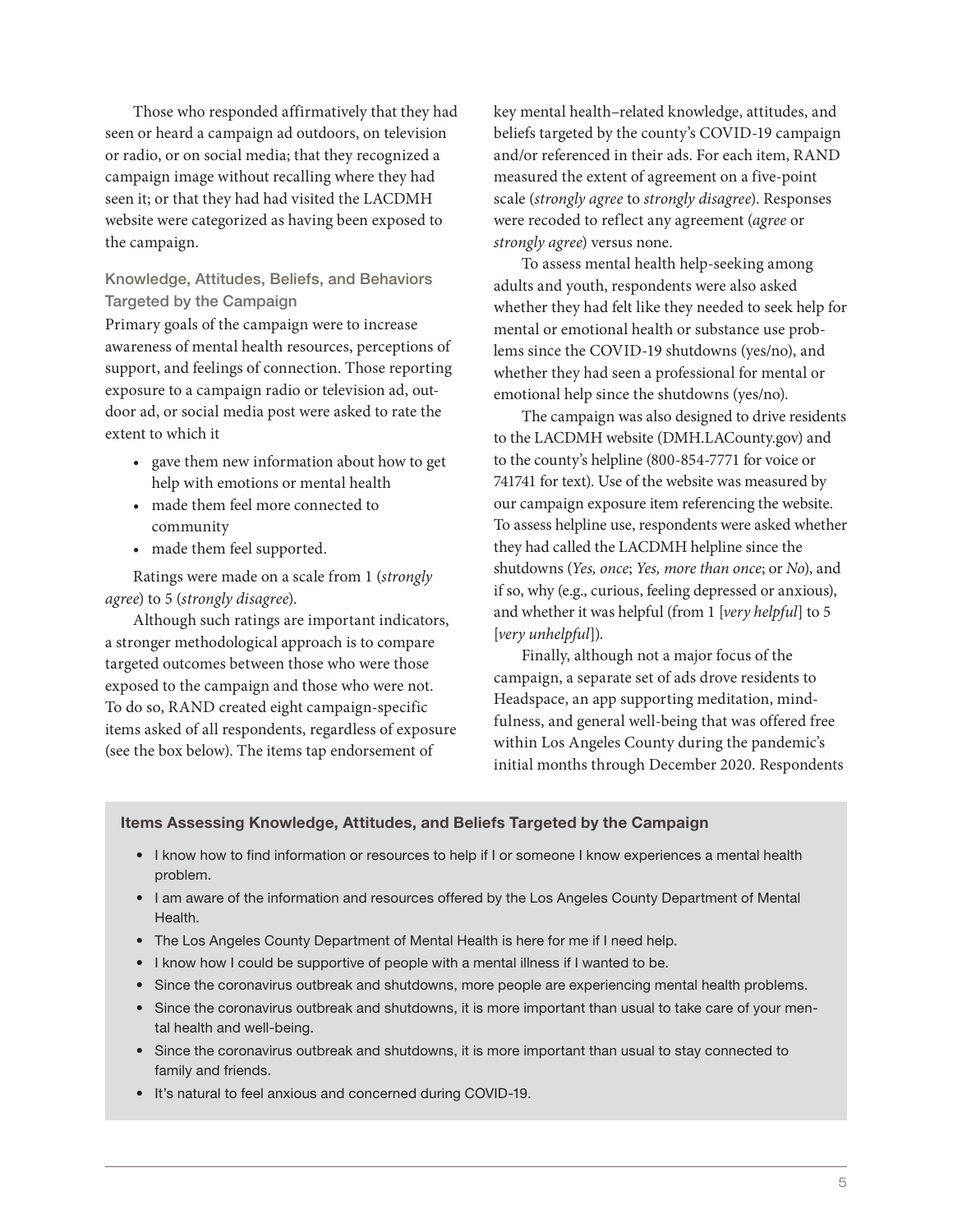Those who responded affirmatively that they had seen or heard a campaign ad outdoors, on television or radio, or on social media; that they recognized a campaign image without recalling where they had seen it; or that they had had visited the LACDMH website were categorized as having been exposed to the campaign.

### Knowledge, Attitudes, Beliefs, and Behaviors Targeted by the Campaign

Primary goals of the campaign were to increase awareness of mental health resources, perceptions of support, and feelings of connection. Those reporting exposure to a campaign radio or television ad, outdoor ad, or social media post were asked to rate the extent to which it

- gave them new information about how to get help with emotions or mental health
- made them feel more connected to community
- made them feel supported.

Ratings were made on a scale from 1 (*strongly agree*) to 5 (*strongly disagree*).

Although such ratings are important indicators, a stronger methodological approach is to compare targeted outcomes between those who were those exposed to the campaign and those who were not. To do so, RAND created eight campaign-specific items asked of all respondents, regardless of exposure (see the box below). The items tap endorsement of key mental health–related knowledge, attitudes, and beliefs targeted by the county's COVID-19 campaign and/or referenced in their ads. For each item, RAND measured the extent of agreement on a five-point scale (*strongly agree* to *strongly disagree*). Responses were recoded to reflect any agreement (*agree* or *strongly agree*) versus none.

To assess mental health help-seeking among adults and youth, respondents were also asked whether they had felt like they needed to seek help for mental or emotional health or substance use problems since the COVID-19 shutdowns (yes/no), and whether they had seen a professional for mental or emotional help since the shutdowns (yes/no).

The campaign was also designed to drive residents to the LACDMH website (DMH.LACounty.gov) and to the county's helpline (800-854-7771 for voice or 741741 for text). Use of the website was measured by our campaign exposure item referencing the website. To assess helpline use, respondents were asked whether they had called the LACDMH helpline since the shutdowns (*Yes, once*; *Yes, more than once*; or *No*), and if so, why (e.g., curious, feeling depressed or anxious), and whether it was helpful (from 1 [*very helpful*] to 5 [*very unhelpful*]).

Finally, although not a major focus of the campaign, a separate set of ads drove residents to Headspace, an app supporting meditation, mindfulness, and general well-being that was offered free within Los Angeles County during the pandemic's initial months through December 2020. Respondents

**Items Assessing Knowledge, Attitudes, and Beliefs Targeted by the Campaign**

- I know how to find information or resources to help if I or someone I know experiences a mental health problem.
- I am aware of the information and resources offered by the Los Angeles County Department of Mental Health.
- The Los Angeles County Department of Mental Health is here for me if I need help.
- I know how I could be supportive of people with a mental illness if I wanted to be.
- Since the coronavirus outbreak and shutdowns, more people are experiencing mental health problems.
- Since the coronavirus outbreak and shutdowns, it is more important than usual to take care of your mental health and well-being.
- Since the coronavirus outbreak and shutdowns, it is more important than usual to stay connected to family and friends.
- It's natural to feel anxious and concerned during COVID-19.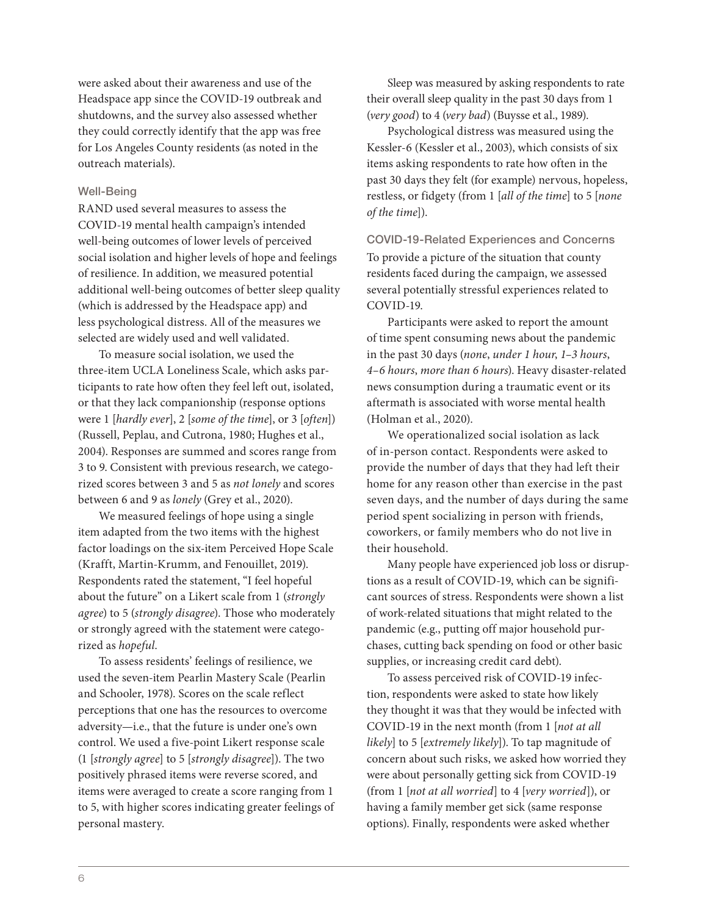were asked about their awareness and use of the Headspace app since the COVID-19 outbreak and shutdowns, and the survey also assessed whether they could correctly identify that the app was free for Los Angeles County residents (as noted in the outreach materials).

### Well-Being

RAND used several measures to assess the COVID-19 mental health campaign's intended well-being outcomes of lower levels of perceived social isolation and higher levels of hope and feelings of resilience. In addition, we measured potential additional well-being outcomes of better sleep quality (which is addressed by the Headspace app) and less psychological distress. All of the measures we selected are widely used and well validated.

To measure social isolation, we used the three-item UCLA Loneliness Scale, which asks participants to rate how often they feel left out, isolated, or that they lack companionship (response options were 1 [*hardly ever*], 2 [*some of the time*], or 3 [*often*]) (Russell, Peplau, and Cutrona, 1980; Hughes et al., 2004). Responses are summed and scores range from 3 to 9. Consistent with previous research, we categorized scores between 3 and 5 as *not lonely* and scores between 6 and 9 as *lonely* (Grey et al., 2020).

We measured feelings of hope using a single item adapted from the two items with the highest factor loadings on the six-item Perceived Hope Scale (Krafft, Martin-Krumm, and Fenouillet, 2019). Respondents rated the statement, "I feel hopeful about the future" on a Likert scale from 1 (*strongly agree*) to 5 (*strongly disagree*). Those who moderately or strongly agreed with the statement were categorized as *hopeful*.

To assess residents' feelings of resilience, we used the seven-item Pearlin Mastery Scale (Pearlin and Schooler, 1978). Scores on the scale reflect perceptions that one has the resources to overcome adversity—i.e., that the future is under one's own control. We used a five-point Likert response scale (1 [*strongly agree*] to 5 [*strongly disagree*]). The two positively phrased items were reverse scored, and items were averaged to create a score ranging from 1 to 5, with higher scores indicating greater feelings of personal mastery.

Sleep was measured by asking respondents to rate their overall sleep quality in the past 30 days from 1 (*very good*) to 4 (*very bad*) (Buysse et al., 1989).

Psychological distress was measured using the Kessler-6 (Kessler et al., 2003), which consists of six items asking respondents to rate how often in the past 30 days they felt (for example) nervous, hopeless, restless, or fidgety (from 1 [*all of the time*] to 5 [*none of the time*]).

### COVID-19-Related Experiences and Concerns

To provide a picture of the situation that county residents faced during the campaign, we assessed several potentially stressful experiences related to COVID-19.

Participants were asked to report the amount of time spent consuming news about the pandemic in the past 30 days (*none*, *under 1 hour*, *1–3 hours*, *4–6 hours*, *more than 6 hours*). Heavy disaster-related news consumption during a traumatic event or its aftermath is associated with worse mental health (Holman et al., 2020).

We operationalized social isolation as lack of in-person contact. Respondents were asked to provide the number of days that they had left their home for any reason other than exercise in the past seven days, and the number of days during the same period spent socializing in person with friends, coworkers, or family members who do not live in their household.

Many people have experienced job loss or disruptions as a result of COVID-19, which can be significant sources of stress. Respondents were shown a list of work-related situations that might related to the pandemic (e.g., putting off major household purchases, cutting back spending on food or other basic supplies, or increasing credit card debt).

To assess perceived risk of COVID-19 infection, respondents were asked to state how likely they thought it was that they would be infected with COVID-19 in the next month (from 1 [*not at all likely*] to 5 [*extremely likely*]). To tap magnitude of concern about such risks, we asked how worried they were about personally getting sick from COVID-19 (from 1 [*not at all worried*] to 4 [*very worried*]), or having a family member get sick (same response options). Finally, respondents were asked whether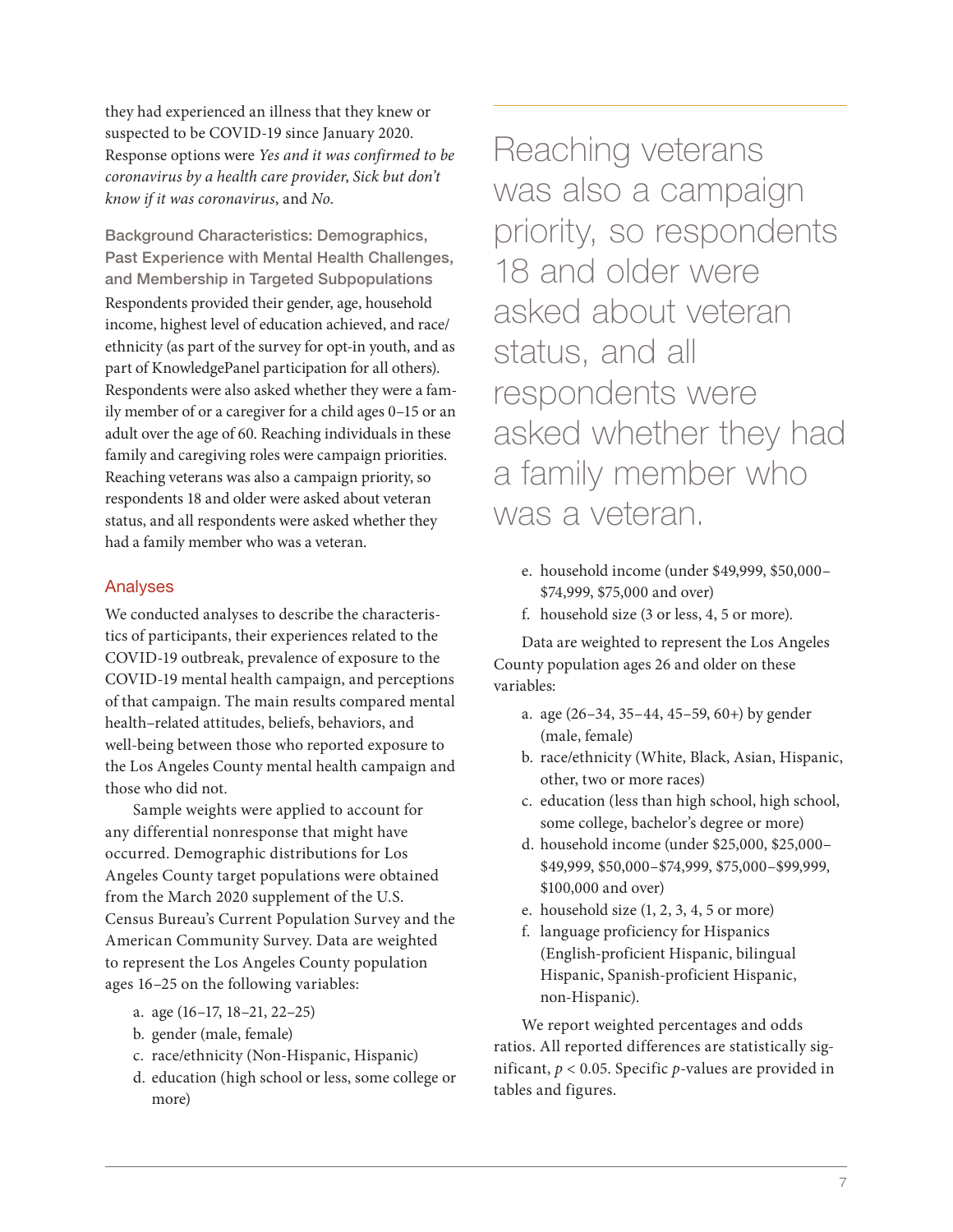they had experienced an illness that they knew or suspected to be COVID-19 since January 2020. Response options were *Yes and it was confirmed to be coronavirus by a health care provider*, *Sick but don't know if it was coronavirus*, and *No*.

### Background Characteristics: Demographics, Past Experience with Mental Health Challenges, and Membership in Targeted Subpopulations

Respondents provided their gender, age, household income, highest level of education achieved, and race/ethnicity (as part of the survey for opt-in youth, and as part of KnowledgePanel participation for all others). Respondents were also asked whether they were a family member of or a caregiver for a child ages 0–15 or an adult over the age of 60. Reaching individuals in these family and caregiving roles were campaign priorities. Reaching veterans was also a campaign priority, so respondents 18 and older were asked about veteran status, and all respondents were asked whether they had a family member who was a veteran.

## Analyses

We conducted analyses to describe the characteristics of participants, their experiences related to the COVID-19 outbreak, prevalence of exposure to the COVID-19 mental health campaign, and perceptions of that campaign. The main results compared mental health–related attitudes, beliefs, behaviors, and well-being between those who reported exposure to the Los Angeles County mental health campaign and those who did not.

Sample weights were applied to account for any differential nonresponse that might have occurred. Demographic distributions for Los Angeles County target populations were obtained from the March 2020 supplement of the U.S. Census Bureau's Current Population Survey and the American Community Survey. Data are weighted to represent the Los Angeles County population ages 16–25 on the following variables:

a. age (16–17, 18–21, 22–25)
b. gender (male, female)
c. race/ethnicity (Non-Hispanic, Hispanic)
d. education (high school or less, some college or more)
e. household income (under $49,999, $50,000–$74,999, $75,000 and over)
f. household size (3 or less, 4, 5 or more).

Data are weighted to represent the Los Angeles County population ages 26 and older on these variables:

a. age (26–34, 35–44, 45–59, 60+) by gender (male, female)
b. race/ethnicity (White, Black, Asian, Hispanic, other, two or more races)
c. education (less than high school, high school, some college, bachelor's degree or more)
d. household income (under $25,000, $25,000–$49,999, $50,000–$74,999, $75,000–$99,999, $100,000 and over)
e. household size (1, 2, 3, 4, 5 or more)
f. language proficiency for Hispanics (English-proficient Hispanic, bilingual Hispanic, Spanish-proficient Hispanic, non-Hispanic).

We report weighted percentages and odds ratios. All reported differences are statistically significant, $p < 0.05$. Specific $p$-values are provided in tables and figures.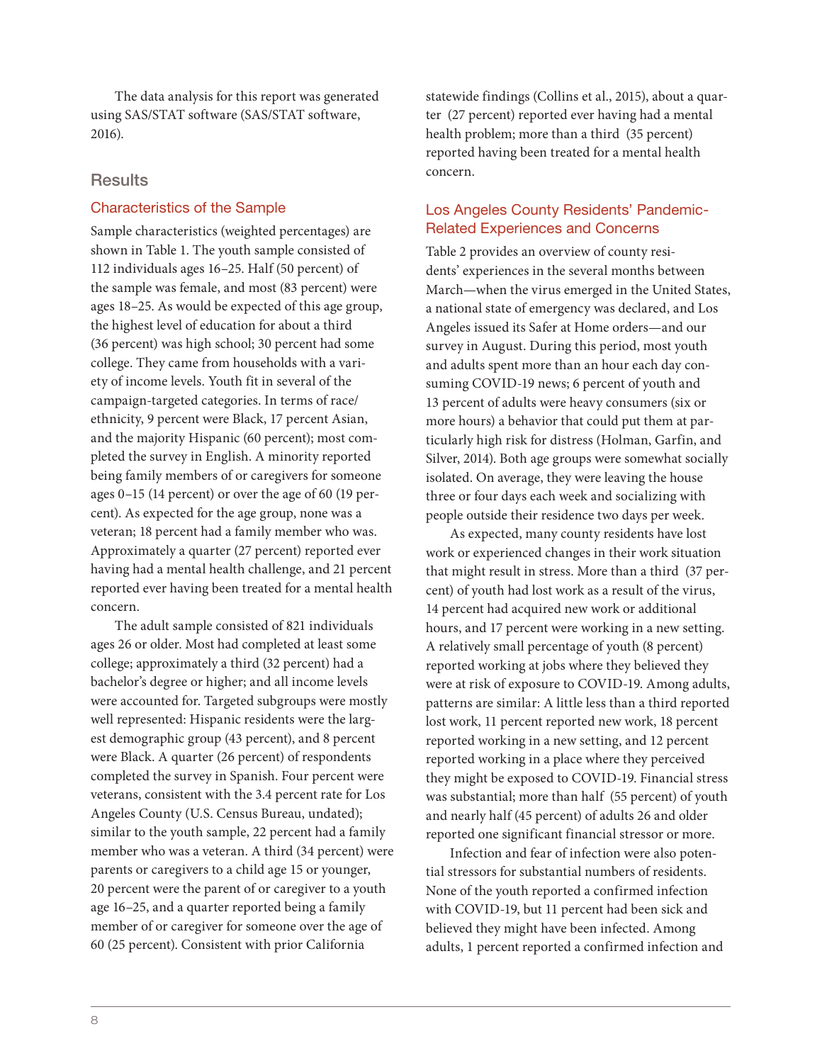The data analysis for this report was generated using SAS/STAT software (SAS/STAT software, 2016).

## Results

### Characteristics of the Sample

Sample characteristics (weighted percentages) are shown in Table 1. The youth sample consisted of 112 individuals ages 16–25. Half (50 percent) of the sample was female, and most (83 percent) were ages 18–25. As would be expected of this age group, the highest level of education for about a third (36 percent) was high school; 30 percent had some college. They came from households with a variety of income levels. Youth fit in several of the campaign-targeted categories. In terms of race/ethnicity, 9 percent were Black, 17 percent Asian, and the majority Hispanic (60 percent); most completed the survey in English. A minority reported being family members of or caregivers for someone ages 0–15 (14 percent) or over the age of 60 (19 percent). As expected for the age group, none was a veteran; 18 percent had a family member who was. Approximately a quarter (27 percent) reported ever having had a mental health challenge, and 21 percent reported ever having been treated for a mental health concern.

The adult sample consisted of 821 individuals ages 26 or older. Most had completed at least some college; approximately a third (32 percent) had a bachelor's degree or higher; and all income levels were accounted for. Targeted subgroups were mostly well represented: Hispanic residents were the largest demographic group (43 percent), and 8 percent were Black. A quarter (26 percent) of respondents completed the survey in Spanish. Four percent were veterans, consistent with the 3.4 percent rate for Los Angeles County (U.S. Census Bureau, undated); similar to the youth sample, 22 percent had a family member who was a veteran. A third (34 percent) were parents or caregivers to a child age 15 or younger, 20 percent were the parent of or caregiver to a youth age 16–25, and a quarter reported being a family member of or caregiver for someone over the age of 60 (25 percent). Consistent with prior California statewide findings (Collins et al., 2015), about a quarter (27 percent) reported ever having had a mental health problem; more than a third (35 percent) reported having been treated for a mental health concern.

### Los Angeles County Residents' Pandemic-Related Experiences and Concerns

Table 2 provides an overview of county residents' experiences in the several months between March—when the virus emerged in the United States, a national state of emergency was declared, and Los Angeles issued its Safer at Home orders—and our survey in August. During this period, most youth and adults spent more than an hour each day consuming COVID-19 news; 6 percent of youth and 13 percent of adults were heavy consumers (six or more hours) a behavior that could put them at particularly high risk for distress (Holman, Garfin, and Silver, 2014). Both age groups were somewhat socially isolated. On average, they were leaving the house three or four days each week and socializing with people outside their residence two days per week.

As expected, many county residents have lost work or experienced changes in their work situation that might result in stress. More than a third (37 percent) of youth had lost work as a result of the virus, 14 percent had acquired new work or additional hours, and 17 percent were working in a new setting. A relatively small percentage of youth (8 percent) reported working at jobs where they believed they were at risk of exposure to COVID-19. Among adults, patterns are similar: A little less than a third reported lost work, 11 percent reported new work, 18 percent reported working in a new setting, and 12 percent reported working in a place where they perceived they might be exposed to COVID-19. Financial stress was substantial; more than half (55 percent) of youth and nearly half (45 percent) of adults 26 and older reported one significant financial stressor or more.

Infection and fear of infection were also potential stressors for substantial numbers of residents. None of the youth reported a confirmed infection with COVID-19, but 11 percent had been sick and believed they might have been infected. Among adults, 1 percent reported a confirmed infection and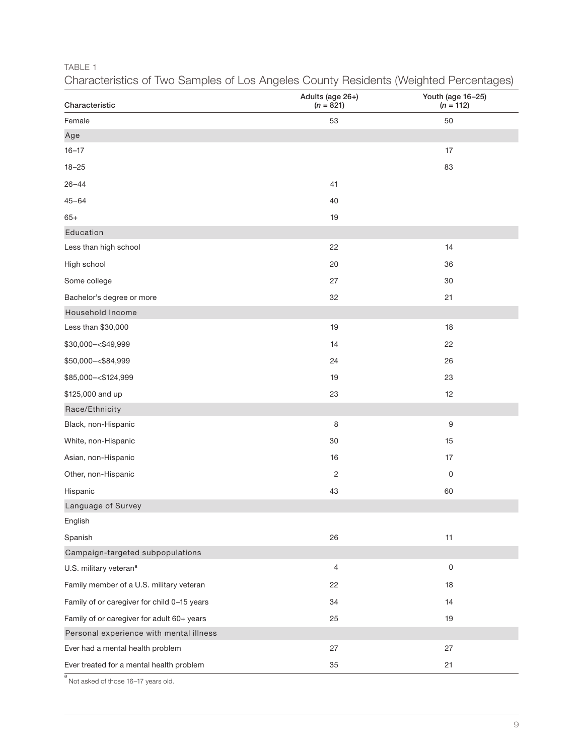TABLE 1

Characteristics of Two Samples of Los Angeles County Residents (Weighted Percentages)

| Characteristic | Adults (age 26+) ($n$ = 821) | Youth (age 16–25) ($n$ = 112) |
|---|---|---|
| Female | 53 | 50 |
| **Age** | | |
| 16–17 | | 17 |
| 18–25 | | 83 |
| 26–44 | 41 | |
| 45–64 | 40 | |
| 65+ | 19 | |
| **Education** | | |
| Less than high school | 22 | 14 |
| High school | 20 | 36 |
| Some college | 27 | 30 |
| Bachelor's degree or more | 32 | 21 |
| **Household Income** | | |
| Less than $30,000 | 19 | 18 |
| $30,000–<$49,999 | 14 | 22 |
| $50,000–<$84,999 | 24 | 26 |
| $85,000–<$124,999 | 19 | 23 |
| $125,000 and up | 23 | 12 |
| **Race/Ethnicity** | | |
| Black, non-Hispanic | 8 | 9 |
| White, non-Hispanic | 30 | 15 |
| Asian, non-Hispanic | 16 | 17 |
| Other, non-Hispanic | 2 | 0 |
| Hispanic | 43 | 60 |
| **Language of Survey** | | |
| English | | |
| Spanish | 26 | 11 |
| **Campaign-targeted subpopulations** | | |
| U.S. military veteran[a] | 4 | 0 |
| Family member of a U.S. military veteran | 22 | 18 |
| Family of or caregiver for child 0–15 years | 34 | 14 |
| Family of or caregiver for adult 60+ years | 25 | 19 |
| **Personal experience with mental illness** | | |
| Ever had a mental health problem | 27 | 27 |
| Ever treated for a mental health problem | 35 | 21 |

[a] Not asked of those 16–17 years old.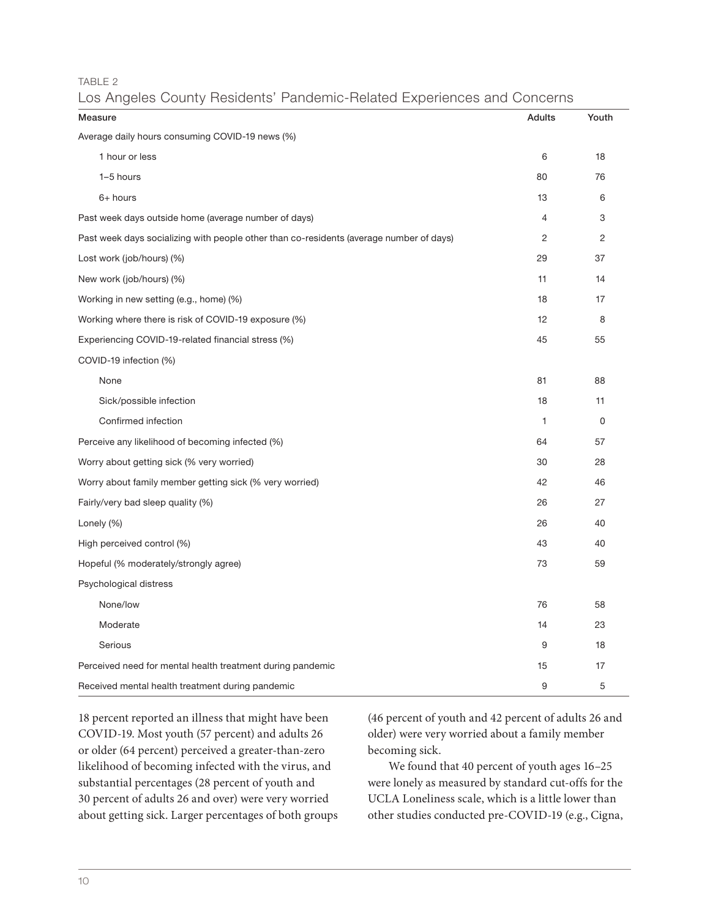TABLE 2

Los Angeles County Residents' Pandemic-Related Experiences and Concerns

| Measure | Adults | Youth |
|---|---|---|
| Average daily hours consuming COVID-19 news (%) | | |
| 1 hour or less | 6 | 18 |
| 1–5 hours | 80 | 76 |
| 6+ hours | 13 | 6 |
| Past week days outside home (average number of days) | 4 | 3 |
| Past week days socializing with people other than co-residents (average number of days) | 2 | 2 |
| Lost work (job/hours) (%) | 29 | 37 |
| New work (job/hours) (%) | 11 | 14 |
| Working in new setting (e.g., home) (%) | 18 | 17 |
| Working where there is risk of COVID-19 exposure (%) | 12 | 8 |
| Experiencing COVID-19-related financial stress (%) | 45 | 55 |
| COVID-19 infection (%) | | |
| None | 81 | 88 |
| Sick/possible infection | 18 | 11 |
| Confirmed infection | 1 | 0 |
| Perceive any likelihood of becoming infected (%) | 64 | 57 |
| Worry about getting sick (% very worried) | 30 | 28 |
| Worry about family member getting sick (% very worried) | 42 | 46 |
| Fairly/very bad sleep quality (%) | 26 | 27 |
| Lonely (%) | 26 | 40 |
| High perceived control (%) | 43 | 40 |
| Hopeful (% moderately/strongly agree) | 73 | 59 |
| Psychological distress | | |
| None/low | 76 | 58 |
| Moderate | 14 | 23 |
| Serious | 9 | 18 |
| Perceived need for mental health treatment during pandemic | 15 | 17 |
| Received mental health treatment during pandemic | 9 | 5 |

18 percent reported an illness that might have been COVID-19. Most youth (57 percent) and adults 26 or older (64 percent) perceived a greater-than-zero likelihood of becoming infected with the virus, and substantial percentages (28 percent of youth and 30 percent of adults 26 and over) were very worried about getting sick. Larger percentages of both groups (46 percent of youth and 42 percent of adults 26 and older) were very worried about a family member becoming sick.

We found that 40 percent of youth ages 16–25 were lonely as measured by standard cut-offs for the UCLA Loneliness scale, which is a little lower than other studies conducted pre-COVID-19 (e.g., Cigna,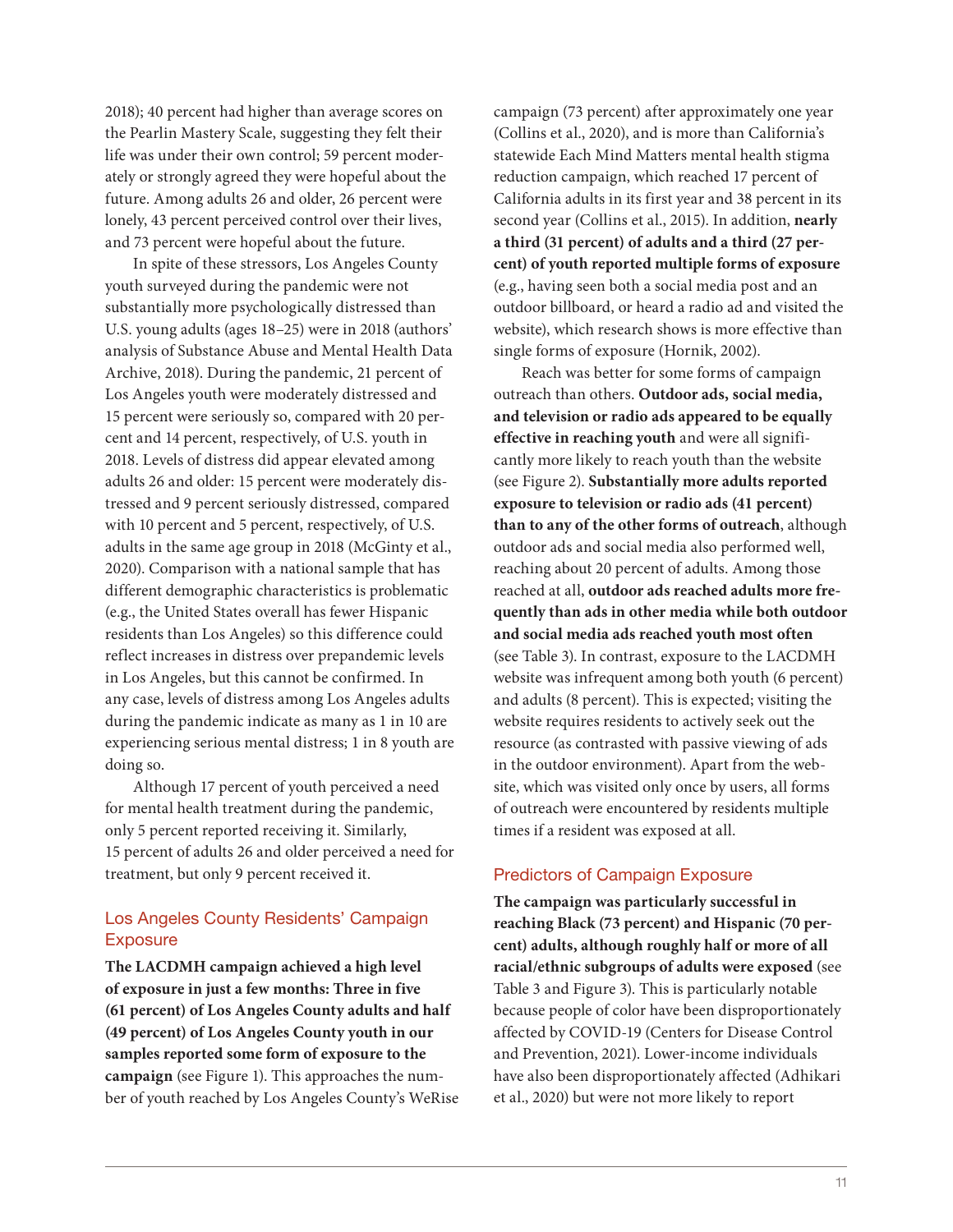2018); 40 percent had higher than average scores on the Pearlin Mastery Scale, suggesting they felt their life was under their own control; 59 percent moderately or strongly agreed they were hopeful about the future. Among adults 26 and older, 26 percent were lonely, 43 percent perceived control over their lives, and 73 percent were hopeful about the future.

In spite of these stressors, Los Angeles County youth surveyed during the pandemic were not substantially more psychologically distressed than U.S. young adults (ages 18–25) were in 2018 (authors' analysis of Substance Abuse and Mental Health Data Archive, 2018). During the pandemic, 21 percent of Los Angeles youth were moderately distressed and 15 percent were seriously so, compared with 20 percent and 14 percent, respectively, of U.S. youth in 2018. Levels of distress did appear elevated among adults 26 and older: 15 percent were moderately distressed and 9 percent seriously distressed, compared with 10 percent and 5 percent, respectively, of U.S. adults in the same age group in 2018 (McGinty et al., 2020). Comparison with a national sample that has different demographic characteristics is problematic (e.g., the United States overall has fewer Hispanic residents than Los Angeles) so this difference could reflect increases in distress over prepandemic levels in Los Angeles, but this cannot be confirmed. In any case, levels of distress among Los Angeles adults during the pandemic indicate as many as 1 in 10 are experiencing serious mental distress; 1 in 8 youth are doing so.

Although 17 percent of youth perceived a need for mental health treatment during the pandemic, only 5 percent reported receiving it. Similarly, 15 percent of adults 26 and older perceived a need for treatment, but only 9 percent received it.

## Los Angeles County Residents' Campaign Exposure

**The LACDMH campaign achieved a high level of exposure in just a few months: Three in five (61 percent) of Los Angeles County adults and half (49 percent) of Los Angeles County youth in our samples reported some form of exposure to the campaign** (see Figure 1). This approaches the number of youth reached by Los Angeles County's WeRise campaign (73 percent) after approximately one year (Collins et al., 2020), and is more than California's statewide Each Mind Matters mental health stigma reduction campaign, which reached 17 percent of California adults in its first year and 38 percent in its second year (Collins et al., 2015). In addition, **nearly a third (31 percent) of adults and a third (27 percent) of youth reported multiple forms of exposure** (e.g., having seen both a social media post and an outdoor billboard, or heard a radio ad and visited the website), which research shows is more effective than single forms of exposure (Hornik, 2002).

Reach was better for some forms of campaign outreach than others. **Outdoor ads, social media, and television or radio ads appeared to be equally effective in reaching youth** and were all significantly more likely to reach youth than the website (see Figure 2). **Substantially more adults reported exposure to television or radio ads (41 percent) than to any of the other forms of outreach**, although outdoor ads and social media also performed well, reaching about 20 percent of adults. Among those reached at all, **outdoor ads reached adults more frequently than ads in other media while both outdoor and social media ads reached youth most often** (see Table 3). In contrast, exposure to the LACDMH website was infrequent among both youth (6 percent) and adults (8 percent). This is expected; visiting the website requires residents to actively seek out the resource (as contrasted with passive viewing of ads in the outdoor environment). Apart from the website, which was visited only once by users, all forms of outreach were encountered by residents multiple times if a resident was exposed at all.

## Predictors of Campaign Exposure

**The campaign was particularly successful in reaching Black (73 percent) and Hispanic (70 percent) adults, although roughly half or more of all racial/ethnic subgroups of adults were exposed** (see Table 3 and Figure 3). This is particularly notable because people of color have been disproportionately affected by COVID-19 (Centers for Disease Control and Prevention, 2021). Lower-income individuals have also been disproportionately affected (Adhikari et al., 2020) but were not more likely to report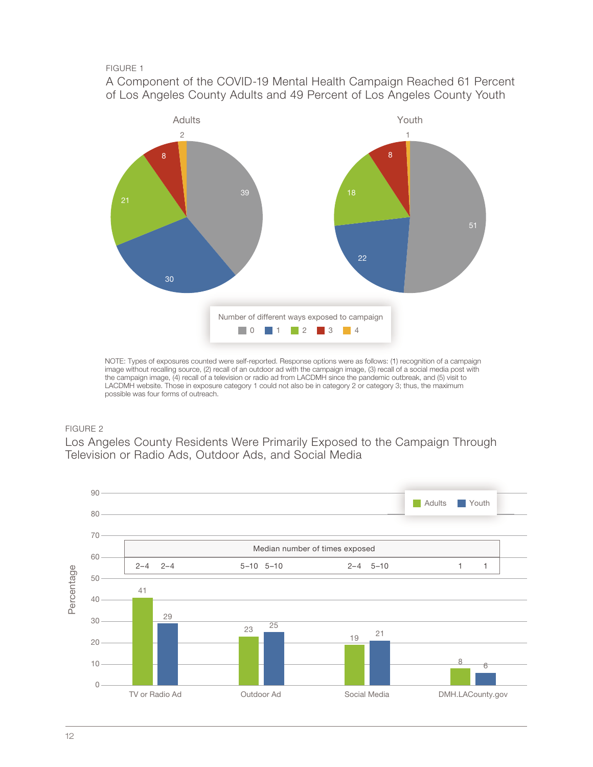FIGURE 1

A Component of the COVID-19 Mental Health Campaign Reached 61 Percent of Los Angeles County Adults and 49 Percent of Los Angeles County Youth

| Number of different ways exposed to campaign | Adults | Youth |
|---|---|---|
| 0 | 39 | 51 |
| 1 | 30 | 22 |
| 2 | 21 | 18 |
| 3 | 8 | 8 |
| 4 | 2 | 1 |

NOTE: Types of exposures counted were self-reported. Response options were as follows: (1) recognition of a campaign image without recalling source, (2) recall of an outdoor ad with the campaign image, (3) recall of a social media post with the campaign image, (4) recall of a television or radio ad from LACDMH since the pandemic outbreak, and (5) visit to LACDMH website. Those in exposure category 1 could not also be in category 2 or category 3; thus, the maximum possible was four forms of outreach.

FIGURE 2

Los Angeles County Residents Were Primarily Exposed to the Campaign Through Television or Radio Ads, Outdoor Ads, and Social Media

| | Adults (Percentage) | Youth (Percentage) | Median number of times exposed: Adults | Median number of times exposed: Youth |
|---|---|---|---|---|
| TV or Radio Ad | 41 | 29 | 2–4 | 2–4 |
| Outdoor Ad | 23 | 25 | 5–10 | 5–10 |
| Social Media | 19 | 21 | 2–4 | 5–10 |
| DMH.LACounty.gov | 8 | 6 | 1 | 1 |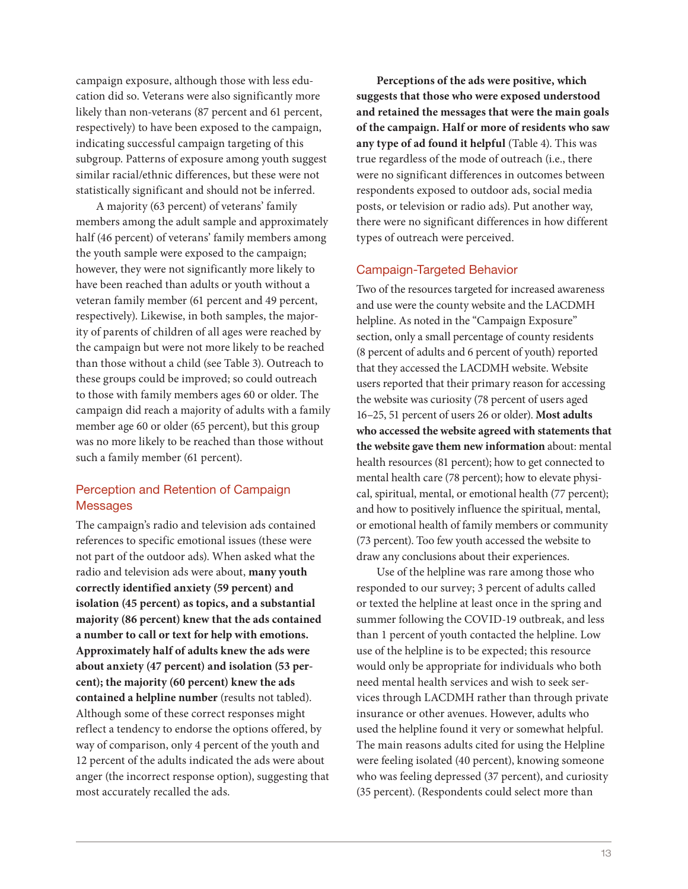campaign exposure, although those with less education did so. Veterans were also significantly more likely than non-veterans (87 percent and 61 percent, respectively) to have been exposed to the campaign, indicating successful campaign targeting of this subgroup. Patterns of exposure among youth suggest similar racial/ethnic differences, but these were not statistically significant and should not be inferred.

A majority (63 percent) of veterans' family members among the adult sample and approximately half (46 percent) of veterans' family members among the youth sample were exposed to the campaign; however, they were not significantly more likely to have been reached than adults or youth without a veteran family member (61 percent and 49 percent, respectively). Likewise, in both samples, the majority of parents of children of all ages were reached by the campaign but were not more likely to be reached than those without a child (see Table 3). Outreach to these groups could be improved; so could outreach to those with family members ages 60 or older. The campaign did reach a majority of adults with a family member age 60 or older (65 percent), but this group was no more likely to be reached than those without such a family member (61 percent).

## Perception and Retention of Campaign Messages

The campaign's radio and television ads contained references to specific emotional issues (these were not part of the outdoor ads). When asked what the radio and television ads were about, **many youth correctly identified anxiety (59 percent) and isolation (45 percent) as topics, and a substantial majority (86 percent) knew that the ads contained a number to call or text for help with emotions. Approximately half of adults knew the ads were about anxiety (47 percent) and isolation (53 percent); the majority (60 percent) knew the ads contained a helpline number** (results not tabled). Although some of these correct responses might reflect a tendency to endorse the options offered, by way of comparison, only 4 percent of the youth and 12 percent of the adults indicated the ads were about anger (the incorrect response option), suggesting that most accurately recalled the ads.

**Perceptions of the ads were positive, which suggests that those who were exposed understood and retained the messages that were the main goals of the campaign. Half or more of residents who saw any type of ad found it helpful** (Table 4). This was true regardless of the mode of outreach (i.e., there were no significant differences in outcomes between respondents exposed to outdoor ads, social media posts, or television or radio ads). Put another way, there were no significant differences in how different types of outreach were perceived.

## Campaign-Targeted Behavior

Two of the resources targeted for increased awareness and use were the county website and the LACDMH helpline. As noted in the "Campaign Exposure" section, only a small percentage of county residents (8 percent of adults and 6 percent of youth) reported that they accessed the LACDMH website. Website users reported that their primary reason for accessing the website was curiosity (78 percent of users aged 16–25, 51 percent of users 26 or older). **Most adults who accessed the website agreed with statements that the website gave them new information** about: mental health resources (81 percent); how to get connected to mental health care (78 percent); how to elevate physical, spiritual, mental, or emotional health (77 percent); and how to positively influence the spiritual, mental, or emotional health of family members or community (73 percent). Too few youth accessed the website to draw any conclusions about their experiences.

Use of the helpline was rare among those who responded to our survey; 3 percent of adults called or texted the helpline at least once in the spring and summer following the COVID-19 outbreak, and less than 1 percent of youth contacted the helpline. Low use of the helpline is to be expected; this resource would only be appropriate for individuals who both need mental health services and wish to seek services through LACDMH rather than through private insurance or other avenues. However, adults who used the helpline found it very or somewhat helpful. The main reasons adults cited for using the Helpline were feeling isolated (40 percent), knowing someone who was feeling depressed (37 percent), and curiosity (35 percent). (Respondents could select more than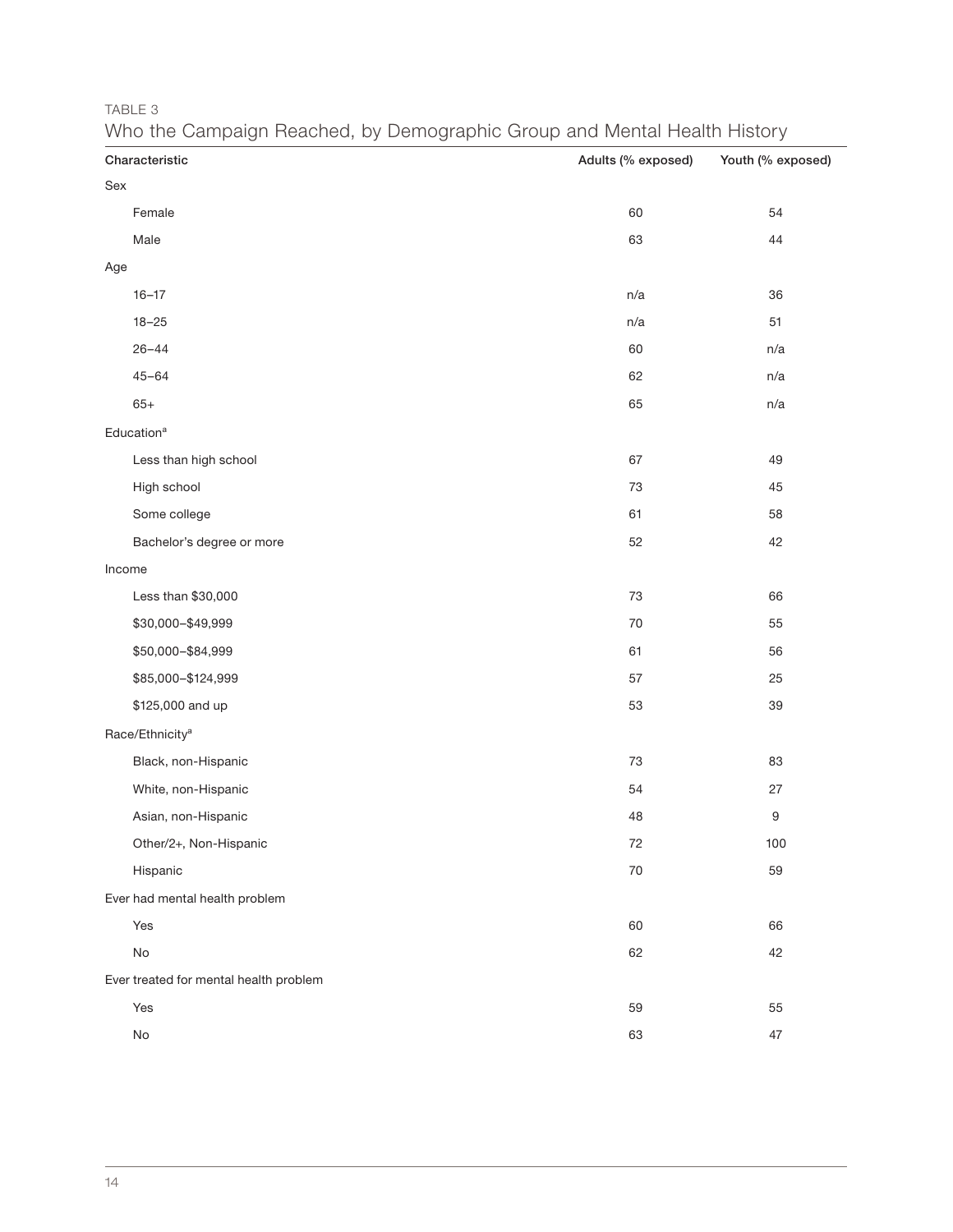TABLE 3

Who the Campaign Reached, by Demographic Group and Mental Health History

| Characteristic | Adults (% exposed) | Youth (% exposed) |
|---|---|---|
| Sex | | |
| Female | 60 | 54 |
| Male | 63 | 44 |
| Age | | |
| 16–17 | n/a | 36 |
| 18–25 | n/a | 51 |
| 26–44 | 60 | n/a |
| 45–64 | 62 | n/a |
| 65+ | 65 | n/a |
| Education[a] | | |
| Less than high school | 67 | 49 |
| High school | 73 | 45 |
| Some college | 61 | 58 |
| Bachelor's degree or more | 52 | 42 |
| Income | | |
| Less than $30,000 | 73 | 66 |
| $30,000–$49,999 | 70 | 55 |
| $50,000–$84,999 | 61 | 56 |
| $85,000–$124,999 | 57 | 25 |
| $125,000 and up | 53 | 39 |
| Race/Ethnicity[a] | | |
| Black, non-Hispanic | 73 | 83 |
| White, non-Hispanic | 54 | 27 |
| Asian, non-Hispanic | 48 | 9 |
| Other/2+, Non-Hispanic | 72 | 100 |
| Hispanic | 70 | 59 |
| Ever had mental health problem | | |
| Yes | 60 | 66 |
| No | 62 | 42 |
| Ever treated for mental health problem | | |
| Yes | 59 | 55 |
| No | 63 | 47 |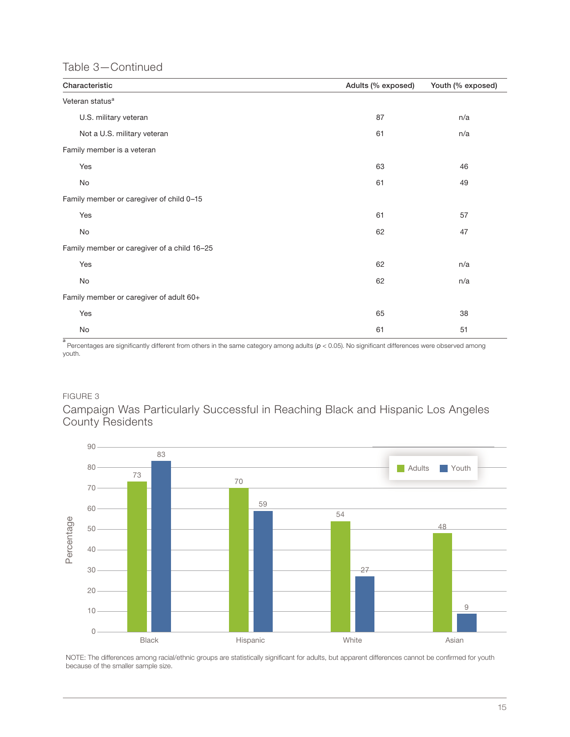Table 3—Continued

| Characteristic | Adults (% exposed) | Youth (% exposed) |
|---|---|---|
| Veteran status[a] | | |
| U.S. military veteran | 87 | n/a |
| Not a U.S. military veteran | 61 | n/a |
| Family member is a veteran | | |
| Yes | 63 | 46 |
| No | 61 | 49 |
| Family member or caregiver of child 0–15 | | |
| Yes | 61 | 57 |
| No | 62 | 47 |
| Family member or caregiver of a child 16–25 | | |
| Yes | 62 | n/a |
| No | 62 | n/a |
| Family member or caregiver of adult 60+ | | |
| Yes | 65 | 38 |
| No | 61 | 51 |

[a] Percentages are significantly different from others in the same category among adults ($p < 0.05$). No significant differences were observed among youth.

FIGURE 3

Campaign Was Particularly Successful in Reaching Black and Hispanic Los Angeles County Residents

| | Adults | Youth |
|---|---|---|
| Black | 73 | 83 |
| Hispanic | 70 | 59 |
| White | 54 | 27 |
| Asian | 48 | 9 |

NOTE: The differences among racial/ethnic groups are statistically significant for adults, but apparent differences cannot be confirmed for youth because of the smaller sample size.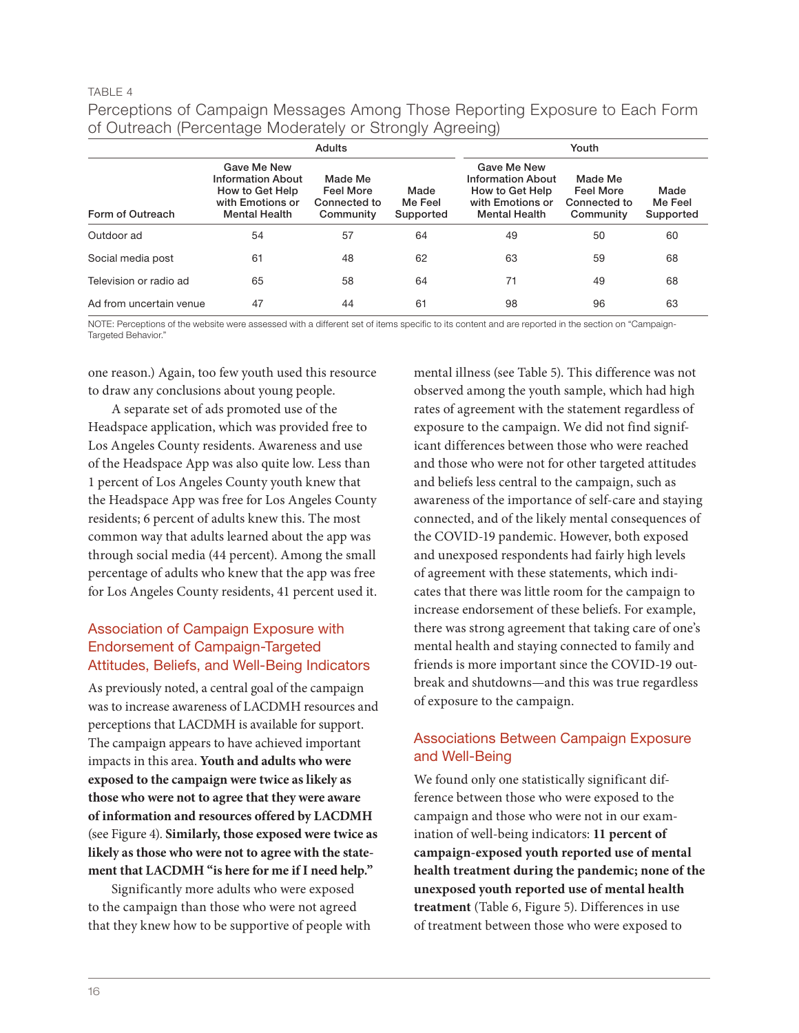TABLE 4

Perceptions of Campaign Messages Among Those Reporting Exposure to Each Form of Outreach (Percentage Moderately or Strongly Agreeing)

| | Adults | | | Youth | | |
|---|---|---|---|---|---|---|
| Form of Outreach | Gave Me New Information About How to Get Help with Emotions or Mental Health | Made Me Feel More Connected to Community | Made Me Feel Supported | Gave Me New Information About How to Get Help with Emotions or Mental Health | Made Me Feel More Connected to Community | Made Me Feel Supported |
| Outdoor ad | 54 | 57 | 64 | 49 | 50 | 60 |
| Social media post | 61 | 48 | 62 | 63 | 59 | 68 |
| Television or radio ad | 65 | 58 | 64 | 71 | 49 | 68 |
| Ad from uncertain venue | 47 | 44 | 61 | 98 | 96 | 63 |

NOTE: Perceptions of the website were assessed with a different set of items specific to its content and are reported in the section on "Campaign-Targeted Behavior."

one reason.) Again, too few youth used this resource to draw any conclusions about young people.

A separate set of ads promoted use of the Headspace application, which was provided free to Los Angeles County residents. Awareness and use of the Headspace App was also quite low. Less than 1 percent of Los Angeles County youth knew that the Headspace App was free for Los Angeles County residents; 6 percent of adults knew this. The most common way that adults learned about the app was through social media (44 percent). Among the small percentage of adults who knew that the app was free for Los Angeles County residents, 41 percent used it.

## Association of Campaign Exposure with Endorsement of Campaign-Targeted Attitudes, Beliefs, and Well-Being Indicators

As previously noted, a central goal of the campaign was to increase awareness of LACDMH resources and perceptions that LACDMH is available for support. The campaign appears to have achieved important impacts in this area. **Youth and adults who were exposed to the campaign were twice as likely as those who were not to agree that they were aware of information and resources offered by LACDMH** (see Figure 4). **Similarly, those exposed were twice as likely as those who were not to agree with the statement that LACDMH "is here for me if I need help."**

Significantly more adults who were exposed to the campaign than those who were not agreed that they knew how to be supportive of people with mental illness (see Table 5). This difference was not observed among the youth sample, which had high rates of agreement with the statement regardless of exposure to the campaign. We did not find significant differences between those who were reached and those who were not for other targeted attitudes and beliefs less central to the campaign, such as awareness of the importance of self-care and staying connected, and of the likely mental consequences of the COVID-19 pandemic. However, both exposed and unexposed respondents had fairly high levels of agreement with these statements, which indicates that there was little room for the campaign to increase endorsement of these beliefs. For example, there was strong agreement that taking care of one's mental health and staying connected to family and friends is more important since the COVID-19 outbreak and shutdowns—and this was true regardless of exposure to the campaign.

## Associations Between Campaign Exposure and Well-Being

We found only one statistically significant difference between those who were exposed to the campaign and those who were not in our examination of well-being indicators: **11 percent of campaign-exposed youth reported use of mental health treatment during the pandemic; none of the unexposed youth reported use of mental health treatment** (Table 6, Figure 5). Differences in use of treatment between those who were exposed to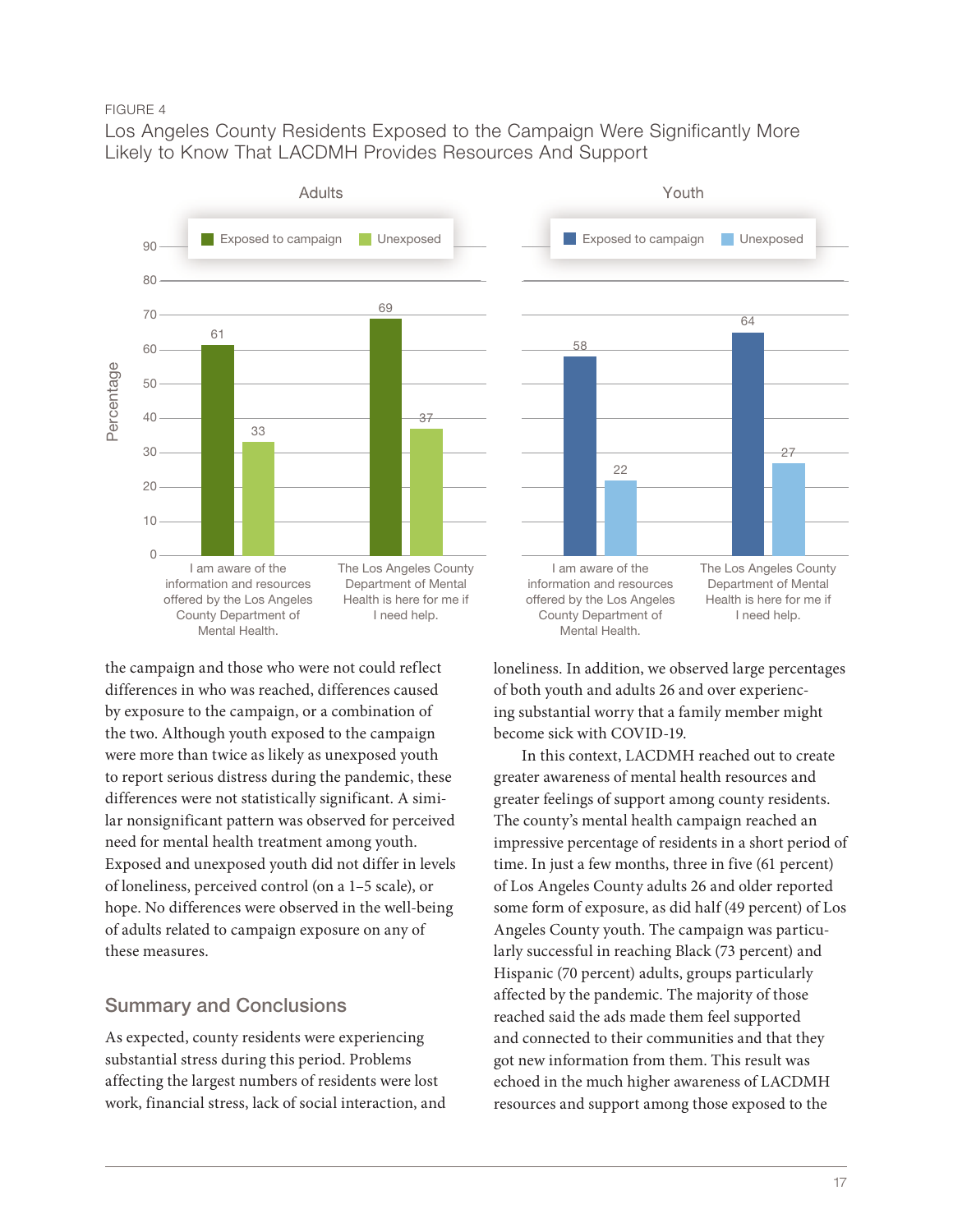FIGURE 4

Los Angeles County Residents Exposed to the Campaign Were Significantly More Likely to Know That LACDMH Provides Resources And Support

| Statement | Adults: Exposed to campaign | Adults: Unexposed | Youth: Exposed to campaign | Youth: Unexposed |
| --- | --- | --- | --- | --- |
| I am aware of the information and resources offered by the Los Angeles County Department of Mental Health. | 61 | 33 | 58 | 22 |
| The Los Angeles County Department of Mental Health is here for me if I need help. | 69 | 37 | 64 | 27 |

the campaign and those who were not could reflect differences in who was reached, differences caused by exposure to the campaign, or a combination of the two. Although youth exposed to the campaign were more than twice as likely as unexposed youth to report serious distress during the pandemic, these differences were not statistically significant. A similar nonsignificant pattern was observed for perceived need for mental health treatment among youth. Exposed and unexposed youth did not differ in levels of loneliness, perceived control (on a 1–5 scale), or hope. No differences were observed in the well-being of adults related to campaign exposure on any of these measures.

## Summary and Conclusions

As expected, county residents were experiencing substantial stress during this period. Problems affecting the largest numbers of residents were lost work, financial stress, lack of social interaction, and loneliness. In addition, we observed large percentages of both youth and adults 26 and over experiencing substantial worry that a family member might become sick with COVID-19.

In this context, LACDMH reached out to create greater awareness of mental health resources and greater feelings of support among county residents. The county's mental health campaign reached an impressive percentage of residents in a short period of time. In just a few months, three in five (61 percent) of Los Angeles County adults 26 and older reported some form of exposure, as did half (49 percent) of Los Angeles County youth. The campaign was particularly successful in reaching Black (73 percent) and Hispanic (70 percent) adults, groups particularly affected by the pandemic. The majority of those reached said the ads made them feel supported and connected to their communities and that they got new information from them. This result was echoed in the much higher awareness of LACDMH resources and support among those exposed to the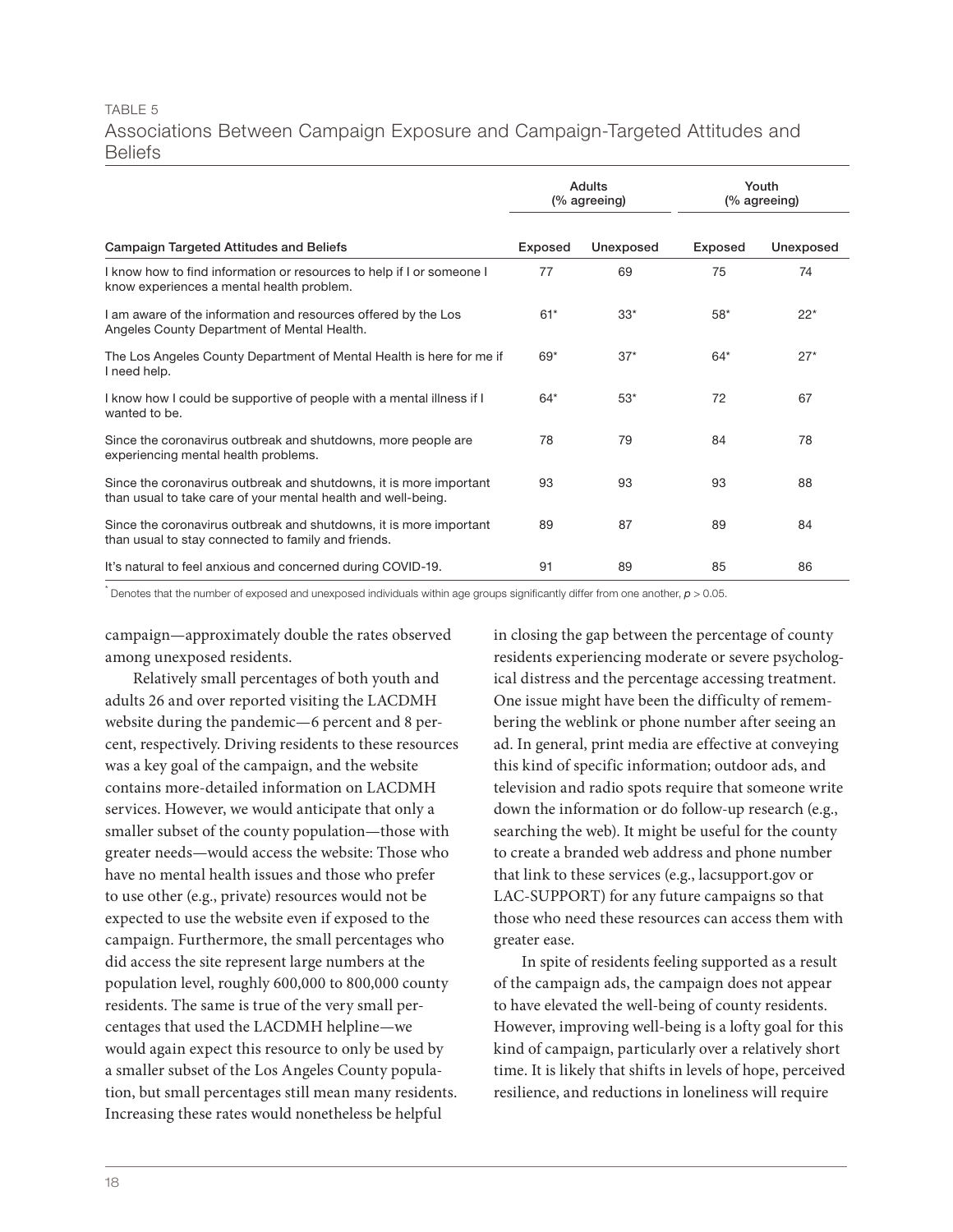TABLE 5

Associations Between Campaign Exposure and Campaign-Targeted Attitudes and Beliefs

| | Adults (% agreeing) | | Youth (% agreeing) | |
|---|---|---|---|---|
| Campaign Targeted Attitudes and Beliefs | Exposed | Unexposed | Exposed | Unexposed |
| I know how to find information or resources to help if I or someone I know experiences a mental health problem. | 77 | 69 | 75 | 74 |
| I am aware of the information and resources offered by the Los Angeles County Department of Mental Health. | 61* | 33* | 58* | 22* |
| The Los Angeles County Department of Mental Health is here for me if I need help. | 69* | 37* | 64* | 27* |
| I know how I could be supportive of people with a mental illness if I wanted to be. | 64* | 53* | 72 | 67 |
| Since the coronavirus outbreak and shutdowns, more people are experiencing mental health problems. | 78 | 79 | 84 | 78 |
| Since the coronavirus outbreak and shutdowns, it is more important than usual to take care of your mental health and well-being. | 93 | 93 | 93 | 88 |
| Since the coronavirus outbreak and shutdowns, it is more important than usual to stay connected to family and friends. | 89 | 87 | 89 | 84 |
| It's natural to feel anxious and concerned during COVID-19. | 91 | 89 | 85 | 86 |

\* Denotes that the number of exposed and unexposed individuals within age groups significantly differ from one another, $p > 0.05$.

campaign—approximately double the rates observed among unexposed residents.

Relatively small percentages of both youth and adults 26 and over reported visiting the LACDMH website during the pandemic—6 percent and 8 percent, respectively. Driving residents to these resources was a key goal of the campaign, and the website contains more-detailed information on LACDMH services. However, we would anticipate that only a smaller subset of the county population—those with greater needs—would access the website: Those who have no mental health issues and those who prefer to use other (e.g., private) resources would not be expected to use the website even if exposed to the campaign. Furthermore, the small percentages who did access the site represent large numbers at the population level, roughly 600,000 to 800,000 county residents. The same is true of the very small percentages that used the LACDMH helpline—we would again expect this resource to only be used by a smaller subset of the Los Angeles County population, but small percentages still mean many residents. Increasing these rates would nonetheless be helpful in closing the gap between the percentage of county residents experiencing moderate or severe psychological distress and the percentage accessing treatment. One issue might have been the difficulty of remembering the weblink or phone number after seeing an ad. In general, print media are effective at conveying this kind of specific information; outdoor ads, and television and radio spots require that someone write down the information or do follow-up research (e.g., searching the web). It might be useful for the county to create a branded web address and phone number that link to these services (e.g., lacsupport.gov or LAC-SUPPORT) for any future campaigns so that those who need these resources can access them with greater ease.

In spite of residents feeling supported as a result of the campaign ads, the campaign does not appear to have elevated the well-being of county residents. However, improving well-being is a lofty goal for this kind of campaign, particularly over a relatively short time. It is likely that shifts in levels of hope, perceived resilience, and reductions in loneliness will require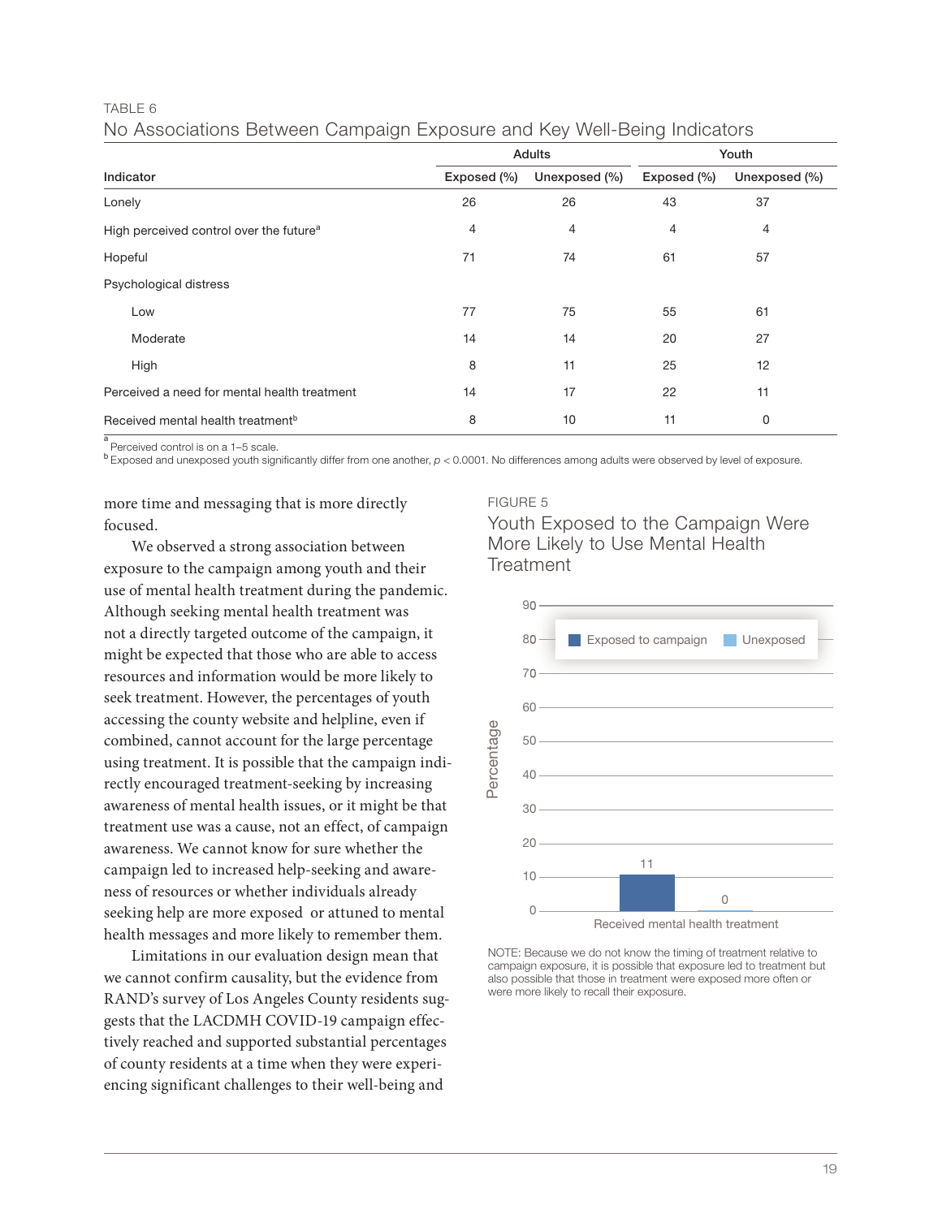TABLE 6

No Associations Between Campaign Exposure and Key Well-Being Indicators

| Indicator | Adults | | Youth | |
|---|---|---|---|---|
| | Exposed (%) | Unexposed (%) | Exposed (%) | Unexposed (%) |
| Lonely | 26 | 26 | 43 | 37 |
| High perceived control over the future[a] | 4 | 4 | 4 | 4 |
| Hopeful | 71 | 74 | 61 | 57 |
| Psychological distress | | | | |
| Low | 77 | 75 | 55 | 61 |
| Moderate | 14 | 14 | 20 | 27 |
| High | 8 | 11 | 25 | 12 |
| Perceived a need for mental health treatment | 14 | 17 | 22 | 11 |
| Received mental health treatment[b] | 8 | 10 | 11 | 0 |

[a] Perceived control is on a 1–5 scale.

[b] Exposed and unexposed youth significantly differ from one another, $p < 0.0001$. No differences among adults were observed by level of exposure.

more time and messaging that is more directly focused.

We observed a strong association between exposure to the campaign among youth and their use of mental health treatment during the pandemic. Although seeking mental health treatment was not a directly targeted outcome of the campaign, it might be expected that those who are able to access resources and information would be more likely to seek treatment. However, the percentages of youth accessing the county website and helpline, even if combined, cannot account for the large percentage using treatment. It is possible that the campaign indirectly encouraged treatment-seeking by increasing awareness of mental health issues, or it might be that treatment use was a cause, not an effect, of campaign awareness. We cannot know for sure whether the campaign led to increased help-seeking and awareness of resources or whether individuals already seeking help are more exposed or attuned to mental health messages and more likely to remember them.

Limitations in our evaluation design mean that we cannot confirm causality, but the evidence from RAND's survey of Los Angeles County residents suggests that the LACDMH COVID-19 campaign effectively reached and supported substantial percentages of county residents at a time when they were experiencing significant challenges to their well-being and

FIGURE 5

Youth Exposed to the Campaign Were More Likely to Use Mental Health Treatment

| Received mental health treatment | Percentage |
|---|---|
| Exposed to campaign | 11 |
| Unexposed | 0 |

NOTE: Because we do not know the timing of treatment relative to campaign exposure, it is possible that exposure led to treatment but also possible that those in treatment were exposed more often or were more likely to recall their exposure.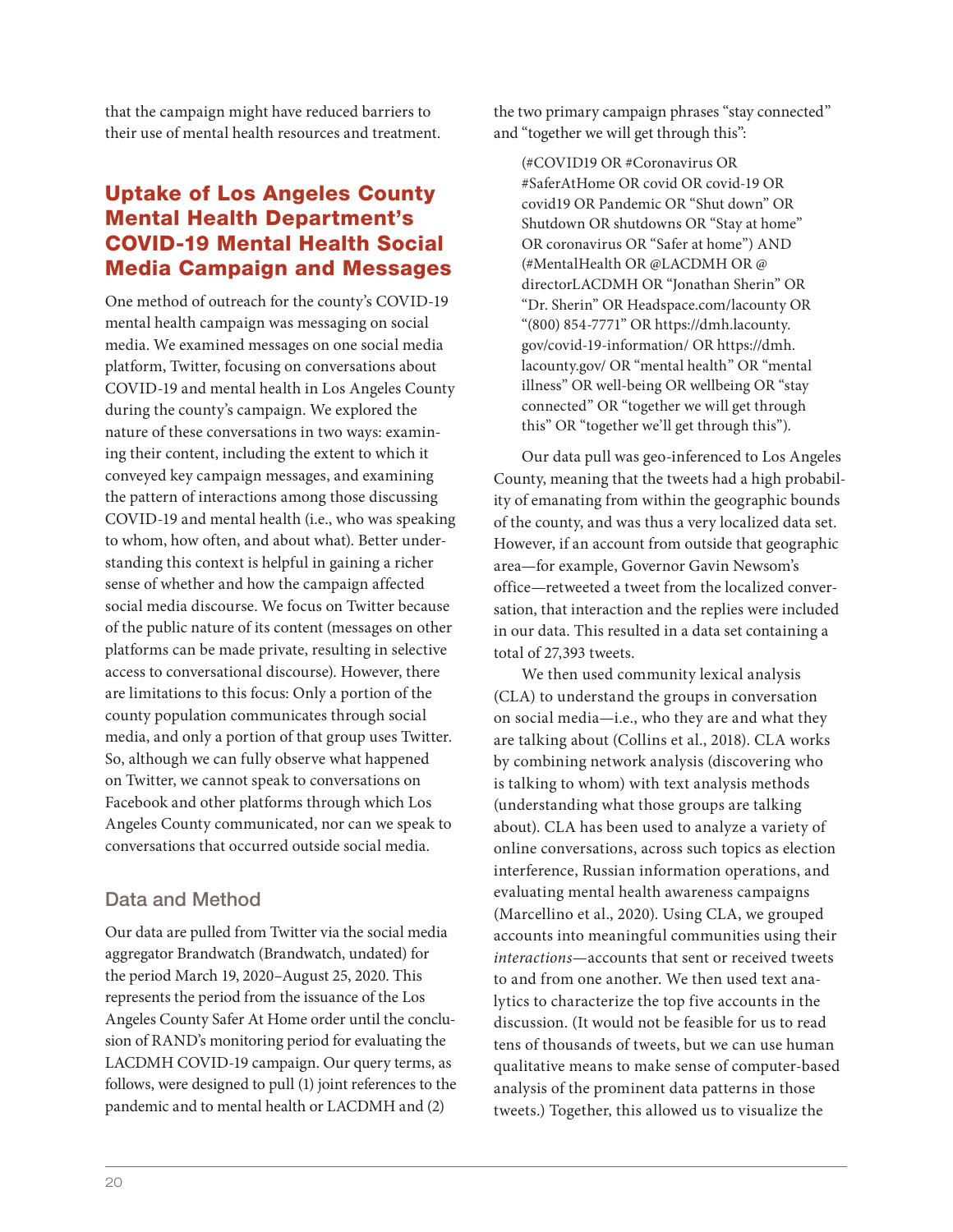that the campaign might have reduced barriers to their use of mental health resources and treatment.

## Uptake of Los Angeles County Mental Health Department's COVID-19 Mental Health Social Media Campaign and Messages

One method of outreach for the county's COVID-19 mental health campaign was messaging on social media. We examined messages on one social media platform, Twitter, focusing on conversations about COVID-19 and mental health in Los Angeles County during the county's campaign. We explored the nature of these conversations in two ways: examining their content, including the extent to which it conveyed key campaign messages, and examining the pattern of interactions among those discussing COVID-19 and mental health (i.e., who was speaking to whom, how often, and about what). Better understanding this context is helpful in gaining a richer sense of whether and how the campaign affected social media discourse. We focus on Twitter because of the public nature of its content (messages on other platforms can be made private, resulting in selective access to conversational discourse). However, there are limitations to this focus: Only a portion of the county population communicates through social media, and only a portion of that group uses Twitter. So, although we can fully observe what happened on Twitter, we cannot speak to conversations on Facebook and other platforms through which Los Angeles County communicated, nor can we speak to conversations that occurred outside social media.

### Data and Method

Our data are pulled from Twitter via the social media aggregator Brandwatch (Brandwatch, undated) for the period March 19, 2020–August 25, 2020. This represents the period from the issuance of the Los Angeles County Safer At Home order until the conclusion of RAND's monitoring period for evaluating the LACDMH COVID-19 campaign. Our query terms, as follows, were designed to pull (1) joint references to the pandemic and to mental health or LACDMH and (2) the two primary campaign phrases "stay connected" and "together we will get through this":

> (#COVID19 OR #Coronavirus OR #SaferAtHome OR covid OR covid-19 OR covid19 OR Pandemic OR "Shut down" OR Shutdown OR shutdowns OR "Stay at home" OR coronavirus OR "Safer at home") AND (#MentalHealth OR @LACDMH OR @directorLACDMH OR "Jonathan Sherin" OR "Dr. Sherin" OR Headspace.com/lacounty OR "(800) 854-7771" OR https://dmh.lacounty.gov/covid-19-information/ OR https://dmh.lacounty.gov/ OR "mental health" OR "mental illness" OR well-being OR wellbeing OR "stay connected" OR "together we will get through this" OR "together we'll get through this").

Our data pull was geo-inferenced to Los Angeles County, meaning that the tweets had a high probability of emanating from within the geographic bounds of the county, and was thus a very localized data set. However, if an account from outside that geographic area—for example, Governor Gavin Newsom's office—retweeted a tweet from the localized conversation, that interaction and the replies were included in our data. This resulted in a data set containing a total of 27,393 tweets.

We then used community lexical analysis (CLA) to understand the groups in conversation on social media—i.e., who they are and what they are talking about (Collins et al., 2018). CLA works by combining network analysis (discovering who is talking to whom) with text analysis methods (understanding what those groups are talking about). CLA has been used to analyze a variety of online conversations, across such topics as election interference, Russian information operations, and evaluating mental health awareness campaigns (Marcellino et al., 2020). Using CLA, we grouped accounts into meaningful communities using their *interactions*—accounts that sent or received tweets to and from one another. We then used text analytics to characterize the top five accounts in the discussion. (It would not be feasible for us to read tens of thousands of tweets, but we can use human qualitative means to make sense of computer-based analysis of the prominent data patterns in those tweets.) Together, this allowed us to visualize the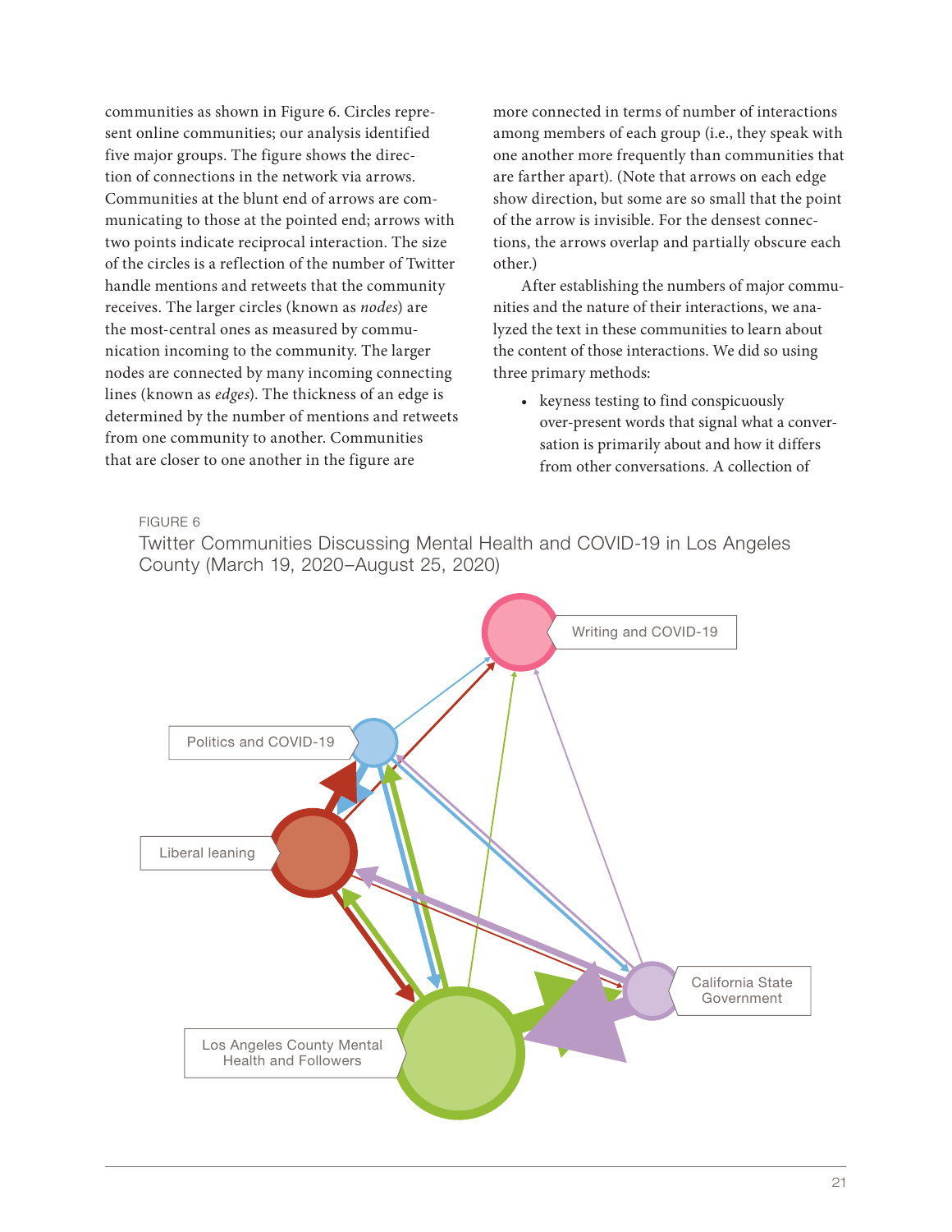communities as shown in Figure 6. Circles represent online communities; our analysis identified five major groups. The figure shows the direction of connections in the network via arrows. Communities at the blunt end of arrows are communicating to those at the pointed end; arrows with two points indicate reciprocal interaction. The size of the circles is a reflection of the number of Twitter handle mentions and retweets that the community receives. The larger circles (known as *nodes*) are the most-central ones as measured by communication incoming to the community. The larger nodes are connected by many incoming connecting lines (known as *edges*). The thickness of an edge is determined by the number of mentions and retweets from one community to another. Communities that are closer to one another in the figure are more connected in terms of number of interactions among members of each group (i.e., they speak with one another more frequently than communities that are farther apart). (Note that arrows on each edge show direction, but some are so small that the point of the arrow is invisible. For the densest connections, the arrows overlap and partially obscure each other.)

After establishing the numbers of major communities and the nature of their interactions, we analyzed the text in these communities to learn about the content of those interactions. We did so using three primary methods:

- keyness testing to find conspicuously over-present words that signal what a conversation is primarily about and how it differs from other conversations. A collection of

FIGURE 6

Twitter Communities Discussing Mental Health and COVID-19 in Los Angeles County (March 19, 2020–August 25, 2020)

Writing and COVID-19

Politics and COVID-19

Liberal leaning

California State Government

Los Angeles County Mental Health and Followers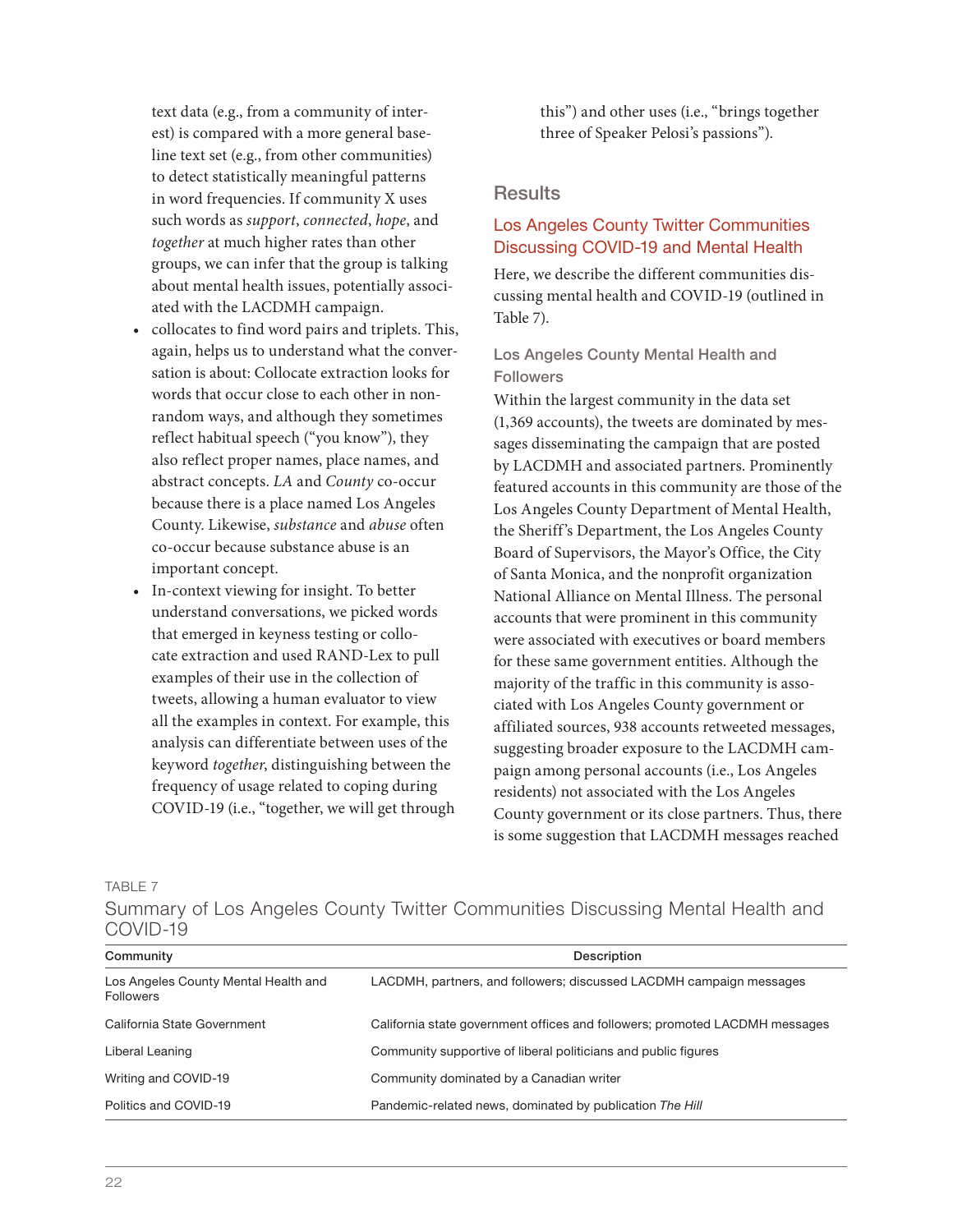text data (e.g., from a community of interest) is compared with a more general baseline text set (e.g., from other communities) to detect statistically meaningful patterns in word frequencies. If community X uses such words as *support*, *connected*, *hope*, and *together* at much higher rates than other groups, we can infer that the group is talking about mental health issues, potentially associated with the LACDMH campaign.

- collocates to find word pairs and triplets. This, again, helps us to understand what the conversation is about: Collocate extraction looks for words that occur close to each other in nonrandom ways, and although they sometimes reflect habitual speech ("you know"), they also reflect proper names, place names, and abstract concepts. *LA* and *County* co-occur because there is a place named Los Angeles County. Likewise, *substance* and *abuse* often co-occur because substance abuse is an important concept.
- In-context viewing for insight. To better understand conversations, we picked words that emerged in keyness testing or collocate extraction and used RAND-Lex to pull examples of their use in the collection of tweets, allowing a human evaluator to view all the examples in context. For example, this analysis can differentiate between uses of the keyword *together*, distinguishing between the frequency of usage related to coping during COVID-19 (i.e., "together, we will get through this") and other uses (i.e., "brings together three of Speaker Pelosi's passions").

## Results

### Los Angeles County Twitter Communities Discussing COVID-19 and Mental Health

Here, we describe the different communities discussing mental health and COVID-19 (outlined in Table 7).

#### Los Angeles County Mental Health and Followers

Within the largest community in the data set (1,369 accounts), the tweets are dominated by messages disseminating the campaign that are posted by LACDMH and associated partners. Prominently featured accounts in this community are those of the Los Angeles County Department of Mental Health, the Sheriff's Department, the Los Angeles County Board of Supervisors, the Mayor's Office, the City of Santa Monica, and the nonprofit organization National Alliance on Mental Illness. The personal accounts that were prominent in this community were associated with executives or board members for these same government entities. Although the majority of the traffic in this community is associated with Los Angeles County government or affiliated sources, 938 accounts retweeted messages, suggesting broader exposure to the LACDMH campaign among personal accounts (i.e., Los Angeles residents) not associated with the Los Angeles County government or its close partners. Thus, there is some suggestion that LACDMH messages reached

TABLE 7

Summary of Los Angeles County Twitter Communities Discussing Mental Health and COVID-19

| Community | Description |
|---|---|
| Los Angeles County Mental Health and Followers | LACDMH, partners, and followers; discussed LACDMH campaign messages |
| California State Government | California state government offices and followers; promoted LACDMH messages |
| Liberal Leaning | Community supportive of liberal politicians and public figures |
| Writing and COVID-19 | Community dominated by a Canadian writer |
| Politics and COVID-19 | Pandemic-related news, dominated by publication *The Hill* |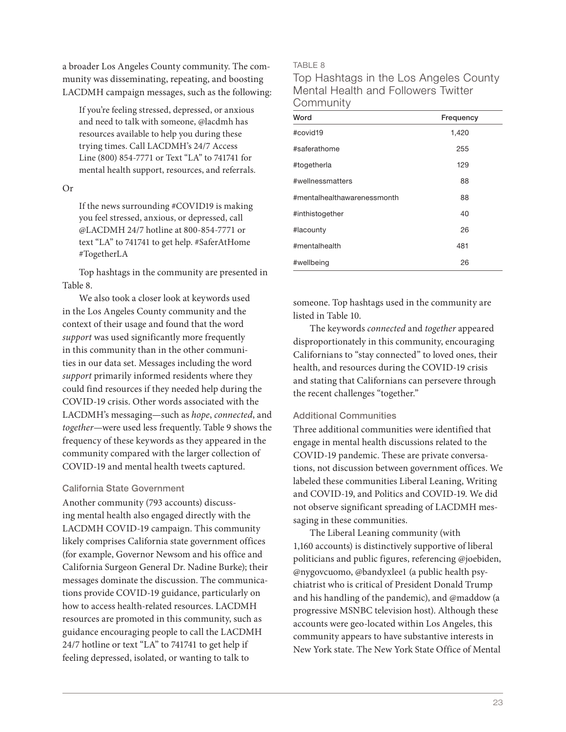a broader Los Angeles County community. The community was disseminating, repeating, and boosting LACDMH campaign messages, such as the following:

> If you're feeling stressed, depressed, or anxious and need to talk with someone, @lacdmh has resources available to help you during these trying times. Call LACDMH's 24/7 Access Line (800) 854-7771 or Text "LA" to 741741 for mental health support, resources, and referrals.

Or

> If the news surrounding #COVID19 is making you feel stressed, anxious, or depressed, call @LACDMH 24/7 hotline at 800-854-7771 or text "LA" to 741741 to get help. #SaferAtHome #TogetherLA

Top hashtags in the community are presented in Table 8.

We also took a closer look at keywords used in the Los Angeles County community and the context of their usage and found that the word *support* was used significantly more frequently in this community than in the other communities in our data set. Messages including the word *support* primarily informed residents where they could find resources if they needed help during the COVID-19 crisis. Other words associated with the LACDMH's messaging—such as *hope*, *connected*, and *together*—were used less frequently. Table 9 shows the frequency of these keywords as they appeared in the community compared with the larger collection of COVID-19 and mental health tweets captured.

TABLE 8

Top Hashtags in the Los Angeles County Mental Health and Followers Twitter Community

| Word | Frequency |
|---|---|
| #covid19 | 1,420 |
| #saferathome | 255 |
| #togetherla | 129 |
| #wellnessmatters | 88 |
| #mentalhealthawarenessmonth | 88 |
| #inthistogether | 40 |
| #lacounty | 26 |
| #mentalhealth | 481 |
| #wellbeing | 26 |

### California State Government

Another community (793 accounts) discussing mental health also engaged directly with the LACDMH COVID-19 campaign. This community likely comprises California state government offices (for example, Governor Newsom and his office and California Surgeon General Dr. Nadine Burke); their messages dominate the discussion. The communications provide COVID-19 guidance, particularly on how to access health-related resources. LACDMH resources are promoted in this community, such as guidance encouraging people to call the LACDMH 24/7 hotline or text "LA" to 741741 to get help if feeling depressed, isolated, or wanting to talk to someone. Top hashtags used in the community are listed in Table 10.

The keywords *connected* and *together* appeared disproportionately in this community, encouraging Californians to "stay connected" to loved ones, their health, and resources during the COVID-19 crisis and stating that Californians can persevere through the recent challenges "together."

### Additional Communities

Three additional communities were identified that engage in mental health discussions related to the COVID-19 pandemic. These are private conversations, not discussion between government offices. We labeled these communities Liberal Leaning, Writing and COVID-19, and Politics and COVID-19. We did not observe significant spreading of LACDMH messaging in these communities.

The Liberal Leaning community (with 1,160 accounts) is distinctively supportive of liberal politicians and public figures, referencing @joebiden, @nygovcuomo, @bandyxlee1 (a public health psychiatrist who is critical of President Donald Trump and his handling of the pandemic), and @maddow (a progressive MSNBC television host). Although these accounts were geo-located within Los Angeles, this community appears to have substantive interests in New York state. The New York State Office of Mental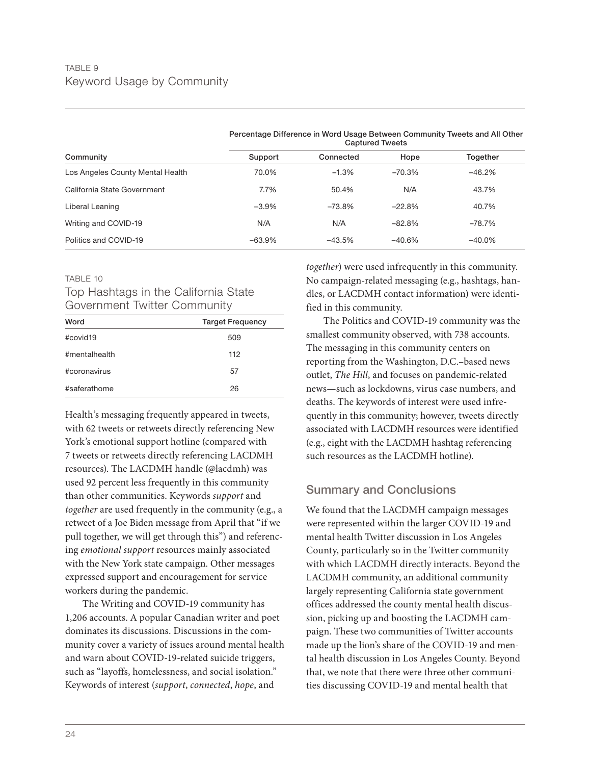TABLE 9
Keyword Usage by Community

| Community | Percentage Difference in Word Usage Between Community Tweets and All Other Captured Tweets | | | |
|---|---|---|---|---|
| | Support | Connected | Hope | Together |
| Los Angeles County Mental Health | 70.0% | –1.3% | –70.3% | –46.2% |
| California State Government | 7.7% | 50.4% | N/A | 43.7% |
| Liberal Leaning | –3.9% | –73.8% | –22.8% | 40.7% |
| Writing and COVID-19 | N/A | N/A | –82.8% | –78.7% |
| Politics and COVID-19 | –63.9% | –43.5% | –40.6% | –40.0% |

TABLE 10
Top Hashtags in the California State Government Twitter Community

| Word | Target Frequency |
|---|---|
| #covid19 | 509 |
| #mentalhealth | 112 |
| #coronavirus | 57 |
| #saferathome | 26 |

Health's messaging frequently appeared in tweets, with 62 tweets or retweets directly referencing New York's emotional support hotline (compared with 7 tweets or retweets directly referencing LACDMH resources). The LACDMH handle (@lacdmh) was used 92 percent less frequently in this community than other communities. Keywords *support* and *together* are used frequently in the community (e.g., a retweet of a Joe Biden message from April that "if we pull together, we will get through this") and referencing *emotional support* resources mainly associated with the New York state campaign. Other messages expressed support and encouragement for service workers during the pandemic.

The Writing and COVID-19 community has 1,206 accounts. A popular Canadian writer and poet dominates its discussions. Discussions in the community cover a variety of issues around mental health and warn about COVID-19-related suicide triggers, such as "layoffs, homelessness, and social isolation." Keywords of interest (*support*, *connected*, *hope*, and *together*) were used infrequently in this community. No campaign-related messaging (e.g., hashtags, handles, or LACDMH contact information) were identified in this community.

The Politics and COVID-19 community was the smallest community observed, with 738 accounts. The messaging in this community centers on reporting from the Washington, D.C.–based news outlet, *The Hill*, and focuses on pandemic-related news—such as lockdowns, virus case numbers, and deaths. The keywords of interest were used infrequently in this community; however, tweets directly associated with LACDMH resources were identified (e.g., eight with the LACDMH hashtag referencing such resources as the LACDMH hotline).

## Summary and Conclusions

We found that the LACDMH campaign messages were represented within the larger COVID-19 and mental health Twitter discussion in Los Angeles County, particularly so in the Twitter community with which LACDMH directly interacts. Beyond the LACDMH community, an additional community largely representing California state government offices addressed the county mental health discussion, picking up and boosting the LACDMH campaign. These two communities of Twitter accounts made up the lion's share of the COVID-19 and mental health discussion in Los Angeles County. Beyond that, we note that there were three other communities discussing COVID-19 and mental health that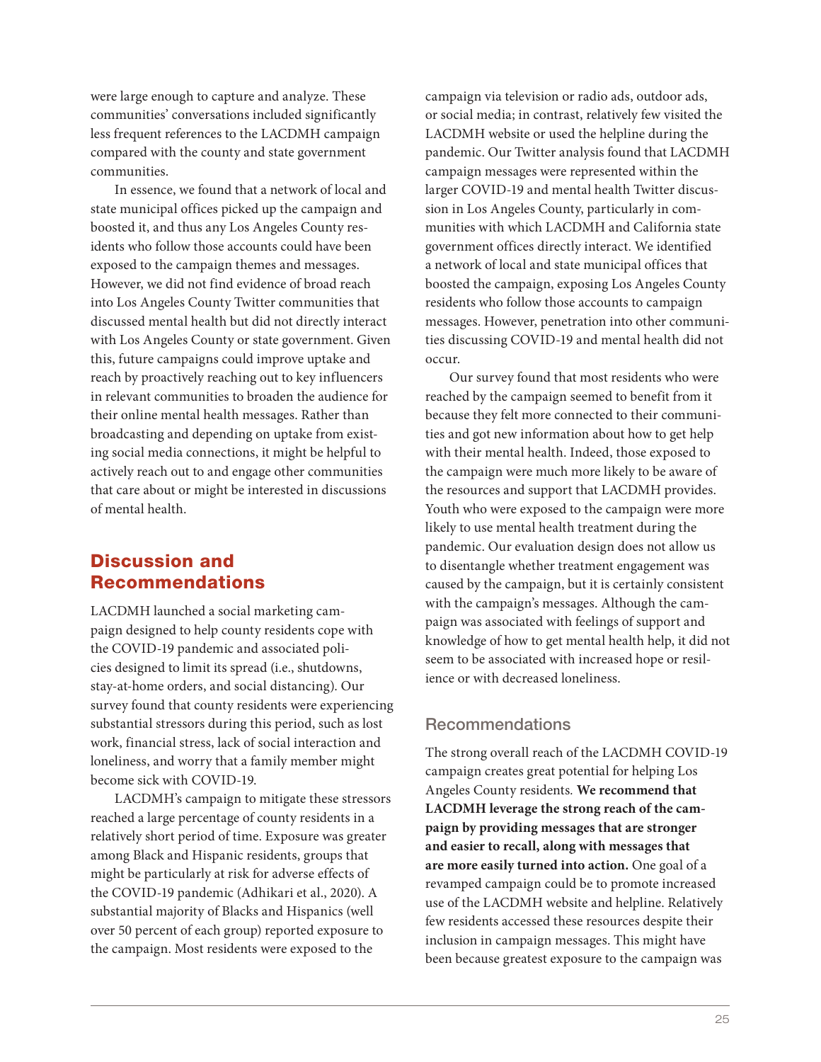were large enough to capture and analyze. These communities' conversations included significantly less frequent references to the LACDMH campaign compared with the county and state government communities.

In essence, we found that a network of local and state municipal offices picked up the campaign and boosted it, and thus any Los Angeles County residents who follow those accounts could have been exposed to the campaign themes and messages. However, we did not find evidence of broad reach into Los Angeles County Twitter communities that discussed mental health but did not directly interact with Los Angeles County or state government. Given this, future campaigns could improve uptake and reach by proactively reaching out to key influencers in relevant communities to broaden the audience for their online mental health messages. Rather than broadcasting and depending on uptake from existing social media connections, it might be helpful to actively reach out to and engage other communities that care about or might be interested in discussions of mental health.

## Discussion and Recommendations

LACDMH launched a social marketing campaign designed to help county residents cope with the COVID-19 pandemic and associated policies designed to limit its spread (i.e., shutdowns, stay-at-home orders, and social distancing). Our survey found that county residents were experiencing substantial stressors during this period, such as lost work, financial stress, lack of social interaction and loneliness, and worry that a family member might become sick with COVID-19.

LACDMH's campaign to mitigate these stressors reached a large percentage of county residents in a relatively short period of time. Exposure was greater among Black and Hispanic residents, groups that might be particularly at risk for adverse effects of the COVID-19 pandemic (Adhikari et al., 2020). A substantial majority of Blacks and Hispanics (well over 50 percent of each group) reported exposure to the campaign. Most residents were exposed to the campaign via television or radio ads, outdoor ads, or social media; in contrast, relatively few visited the LACDMH website or used the helpline during the pandemic. Our Twitter analysis found that LACDMH campaign messages were represented within the larger COVID-19 and mental health Twitter discussion in Los Angeles County, particularly in communities with which LACDMH and California state government offices directly interact. We identified a network of local and state municipal offices that boosted the campaign, exposing Los Angeles County residents who follow those accounts to campaign messages. However, penetration into other communities discussing COVID-19 and mental health did not occur.

Our survey found that most residents who were reached by the campaign seemed to benefit from it because they felt more connected to their communities and got new information about how to get help with their mental health. Indeed, those exposed to the campaign were much more likely to be aware of the resources and support that LACDMH provides. Youth who were exposed to the campaign were more likely to use mental health treatment during the pandemic. Our evaluation design does not allow us to disentangle whether treatment engagement was caused by the campaign, but it is certainly consistent with the campaign's messages. Although the campaign was associated with feelings of support and knowledge of how to get mental health help, it did not seem to be associated with increased hope or resilience or with decreased loneliness.

### Recommendations

The strong overall reach of the LACDMH COVID-19 campaign creates great potential for helping Los Angeles County residents. **We recommend that LACDMH leverage the strong reach of the campaign by providing messages that are stronger and easier to recall, along with messages that are more easily turned into action.** One goal of a revamped campaign could be to promote increased use of the LACDMH website and helpline. Relatively few residents accessed these resources despite their inclusion in campaign messages. This might have been because greatest exposure to the campaign was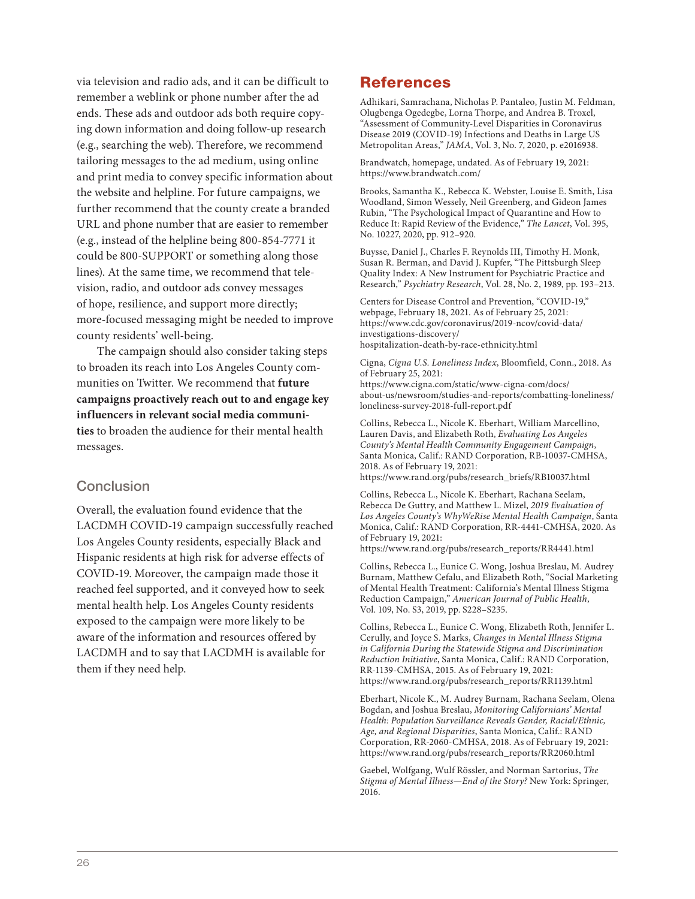via television and radio ads, and it can be difficult to remember a weblink or phone number after the ad ends. These ads and outdoor ads both require copying down information and doing follow-up research (e.g., searching the web). Therefore, we recommend tailoring messages to the ad medium, using online and print media to convey specific information about the website and helpline. For future campaigns, we further recommend that the county create a branded URL and phone number that are easier to remember (e.g., instead of the helpline being 800-854-7771 it could be 800-SUPPORT or something along those lines). At the same time, we recommend that television, radio, and outdoor ads convey messages of hope, resilience, and support more directly; more-focused messaging might be needed to improve county residents' well-being.

The campaign should also consider taking steps to broaden its reach into Los Angeles County communities on Twitter. We recommend that **future campaigns proactively reach out to and engage key influencers in relevant social media communities** to broaden the audience for their mental health messages.

## Conclusion

Overall, the evaluation found evidence that the LACDMH COVID-19 campaign successfully reached Los Angeles County residents, especially Black and Hispanic residents at high risk for adverse effects of COVID-19. Moreover, the campaign made those it reached feel supported, and it conveyed how to seek mental health help. Los Angeles County residents exposed to the campaign were more likely to be aware of the information and resources offered by LACDMH and to say that LACDMH is available for them if they need help.

# References

Adhikari, Samrachana, Nicholas P. Pantaleo, Justin M. Feldman, Olugbenga Ogedegbe, Lorna Thorpe, and Andrea B. Troxel, "Assessment of Community-Level Disparities in Coronavirus Disease 2019 (COVID-19) Infections and Deaths in Large US Metropolitan Areas," *JAMA*, Vol. 3, No. 7, 2020, p. e2016938.

Brandwatch, homepage, undated. As of February 19, 2021: https://www.brandwatch.com/

Brooks, Samantha K., Rebecca K. Webster, Louise E. Smith, Lisa Woodland, Simon Wessely, Neil Greenberg, and Gideon James Rubin, "The Psychological Impact of Quarantine and How to Reduce It: Rapid Review of the Evidence," *The Lancet*, Vol. 395, No. 10227, 2020, pp. 912–920.

Buysse, Daniel J., Charles F. Reynolds III, Timothy H. Monk, Susan R. Berman, and David J. Kupfer, "The Pittsburgh Sleep Quality Index: A New Instrument for Psychiatric Practice and Research," *Psychiatry Research*, Vol. 28, No. 2, 1989, pp. 193–213.

Centers for Disease Control and Prevention, "COVID-19," webpage, February 18, 2021. As of February 25, 2021: https://www.cdc.gov/coronavirus/2019-ncov/covid-data/investigations-discovery/hospitalization-death-by-race-ethnicity.html

Cigna, *Cigna U.S. Loneliness Index*, Bloomfield, Conn., 2018. As of February 25, 2021: https://www.cigna.com/static/www-cigna-com/docs/about-us/newsroom/studies-and-reports/combatting-loneliness/loneliness-survey-2018-full-report.pdf

Collins, Rebecca L., Nicole K. Eberhart, William Marcellino, Lauren Davis, and Elizabeth Roth, *Evaluating Los Angeles County's Mental Health Community Engagement Campaign*, Santa Monica, Calif.: RAND Corporation, RB-10037-CMHSA, 2018. As of February 19, 2021: https://www.rand.org/pubs/research_briefs/RB10037.html

Collins, Rebecca L., Nicole K. Eberhart, Rachana Seelam, Rebecca De Guttry, and Matthew L. Mizel, *2019 Evaluation of Los Angeles County's WhyWeRise Mental Health Campaign*, Santa Monica, Calif.: RAND Corporation, RR-4441-CMHSA, 2020. As of February 19, 2021: https://www.rand.org/pubs/research_reports/RR4441.html

Collins, Rebecca L., Eunice C. Wong, Joshua Breslau, M. Audrey Burnam, Matthew Cefalu, and Elizabeth Roth, "Social Marketing of Mental Health Treatment: California's Mental Illness Stigma Reduction Campaign," *American Journal of Public Health*, Vol. 109, No. S3, 2019, pp. S228–S235.

Collins, Rebecca L., Eunice C. Wong, Elizabeth Roth, Jennifer L. Cerully, and Joyce S. Marks, *Changes in Mental Illness Stigma in California During the Statewide Stigma and Discrimination Reduction Initiative*, Santa Monica, Calif.: RAND Corporation, RR-1139-CMHSA, 2015. As of February 19, 2021: https://www.rand.org/pubs/research_reports/RR1139.html

Eberhart, Nicole K., M. Audrey Burnam, Rachana Seelam, Olena Bogdan, and Joshua Breslau, *Monitoring Californians' Mental Health: Population Surveillance Reveals Gender, Racial/Ethnic, Age, and Regional Disparities*, Santa Monica, Calif.: RAND Corporation, RR-2060-CMHSA, 2018. As of February 19, 2021: https://www.rand.org/pubs/research_reports/RR2060.html

Gaebel, Wolfgang, Wulf Rössler, and Norman Sartorius, *The Stigma of Mental Illness—End of the Story?* New York: Springer, 2016.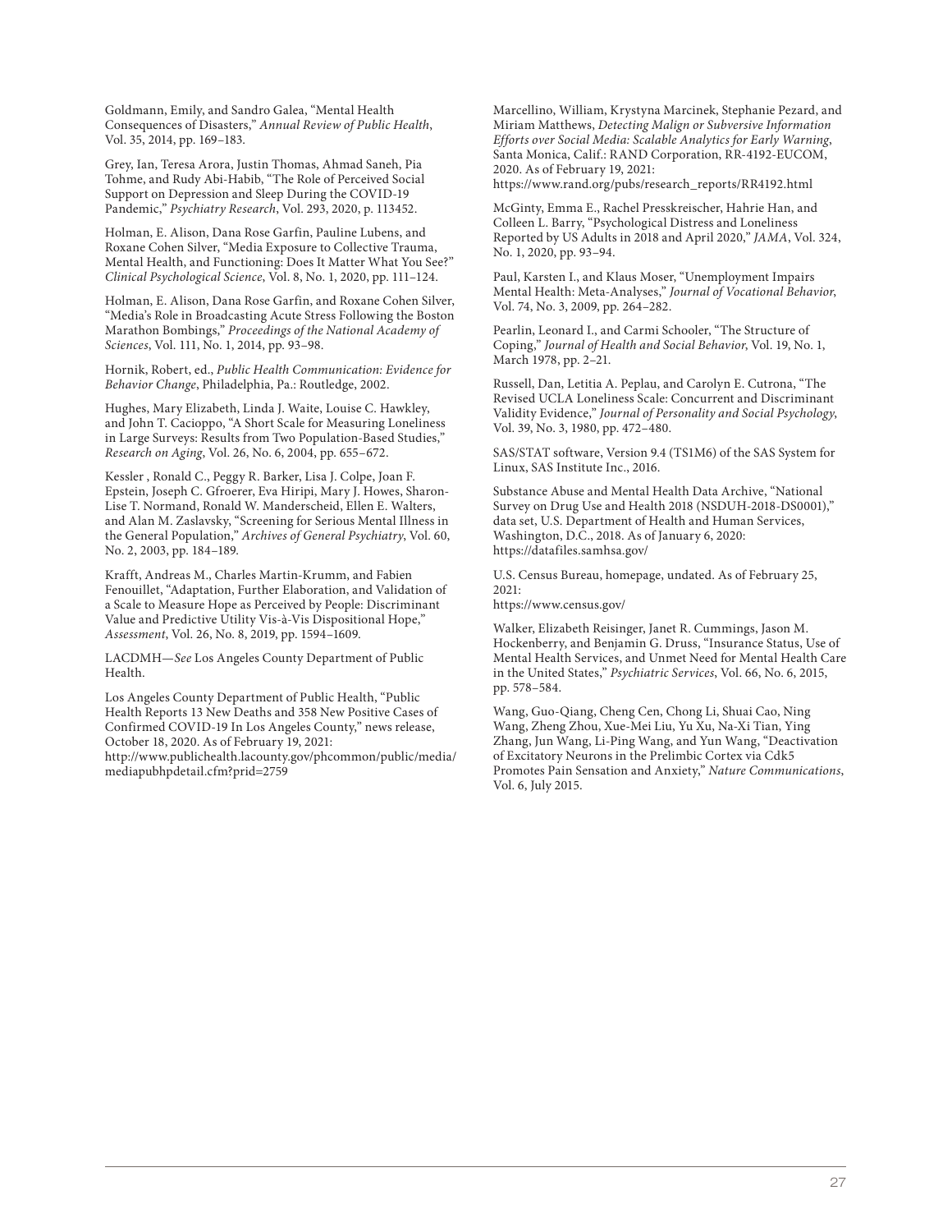Goldmann, Emily, and Sandro Galea, "Mental Health Consequences of Disasters," *Annual Review of Public Health*, Vol. 35, 2014, pp. 169–183.

Grey, Ian, Teresa Arora, Justin Thomas, Ahmad Saneh, Pia Tohme, and Rudy Abi-Habib, "The Role of Perceived Social Support on Depression and Sleep During the COVID-19 Pandemic," *Psychiatry Research*, Vol. 293, 2020, p. 113452.

Holman, E. Alison, Dana Rose Garfin, Pauline Lubens, and Roxane Cohen Silver, "Media Exposure to Collective Trauma, Mental Health, and Functioning: Does It Matter What You See?" *Clinical Psychological Science*, Vol. 8, No. 1, 2020, pp. 111–124.

Holman, E. Alison, Dana Rose Garfin, and Roxane Cohen Silver, "Media's Role in Broadcasting Acute Stress Following the Boston Marathon Bombings," *Proceedings of the National Academy of Sciences*, Vol. 111, No. 1, 2014, pp. 93–98.

Hornik, Robert, ed., *Public Health Communication: Evidence for Behavior Change*, Philadelphia, Pa.: Routledge, 2002.

Hughes, Mary Elizabeth, Linda J. Waite, Louise C. Hawkley, and John T. Cacioppo, "A Short Scale for Measuring Loneliness in Large Surveys: Results from Two Population-Based Studies," *Research on Aging*, Vol. 26, No. 6, 2004, pp. 655–672.

Kessler , Ronald C., Peggy R. Barker, Lisa J. Colpe, Joan F. Epstein, Joseph C. Gfroerer, Eva Hiripi, Mary J. Howes, Sharon-Lise T. Normand, Ronald W. Manderscheid, Ellen E. Walters, and Alan M. Zaslavsky, "Screening for Serious Mental Illness in the General Population," *Archives of General Psychiatry*, Vol. 60, No. 2, 2003, pp. 184–189.

Krafft, Andreas M., Charles Martin-Krumm, and Fabien Fenouillet, "Adaptation, Further Elaboration, and Validation of a Scale to Measure Hope as Perceived by People: Discriminant Value and Predictive Utility Vis-à-Vis Dispositional Hope," *Assessment*, Vol. 26, No. 8, 2019, pp. 1594–1609.

LACDMH—*See* Los Angeles County Department of Public Health.

Los Angeles County Department of Public Health, "Public Health Reports 13 New Deaths and 358 New Positive Cases of Confirmed COVID-19 In Los Angeles County," news release, October 18, 2020. As of February 19, 2021: http://www.publichealth.lacounty.gov/phcommon/public/media/mediapubhpdetail.cfm?prid=2759

Marcellino, William, Krystyna Marcinek, Stephanie Pezard, and Miriam Matthews, *Detecting Malign or Subversive Information Efforts over Social Media: Scalable Analytics for Early Warning*, Santa Monica, Calif.: RAND Corporation, RR-4192-EUCOM, 2020. As of February 19, 2021: https://www.rand.org/pubs/research_reports/RR4192.html

McGinty, Emma E., Rachel Presskreischer, Hahrie Han, and Colleen L. Barry, "Psychological Distress and Loneliness Reported by US Adults in 2018 and April 2020," *JAMA*, Vol. 324, No. 1, 2020, pp. 93–94.

Paul, Karsten I., and Klaus Moser, "Unemployment Impairs Mental Health: Meta-Analyses," *Journal of Vocational Behavior*, Vol. 74, No. 3, 2009, pp. 264–282.

Pearlin, Leonard I., and Carmi Schooler, "The Structure of Coping," *Journal of Health and Social Behavior*, Vol. 19, No. 1, March 1978, pp. 2–21.

Russell, Dan, Letitia A. Peplau, and Carolyn E. Cutrona, "The Revised UCLA Loneliness Scale: Concurrent and Discriminant Validity Evidence," *Journal of Personality and Social Psychology*, Vol. 39, No. 3, 1980, pp. 472–480.

SAS/STAT software, Version 9.4 (TS1M6) of the SAS System for Linux, SAS Institute Inc., 2016.

Substance Abuse and Mental Health Data Archive, "National Survey on Drug Use and Health 2018 (NSDUH-2018-DS0001)," data set, U.S. Department of Health and Human Services, Washington, D.C., 2018. As of January 6, 2020: https://datafiles.samhsa.gov/

U.S. Census Bureau, homepage, undated. As of February 25, 2021: https://www.census.gov/

Walker, Elizabeth Reisinger, Janet R. Cummings, Jason M. Hockenberry, and Benjamin G. Druss, "Insurance Status, Use of Mental Health Services, and Unmet Need for Mental Health Care in the United States," *Psychiatric Services*, Vol. 66, No. 6, 2015, pp. 578–584.

Wang, Guo-Qiang, Cheng Cen, Chong Li, Shuai Cao, Ning Wang, Zheng Zhou, Xue-Mei Liu, Yu Xu, Na-Xi Tian, Ying Zhang, Jun Wang, Li-Ping Wang, and Yun Wang, "Deactivation of Excitatory Neurons in the Prelimbic Cortex via Cdk5 Promotes Pain Sensation and Anxiety," *Nature Communications*, Vol. 6, July 2015.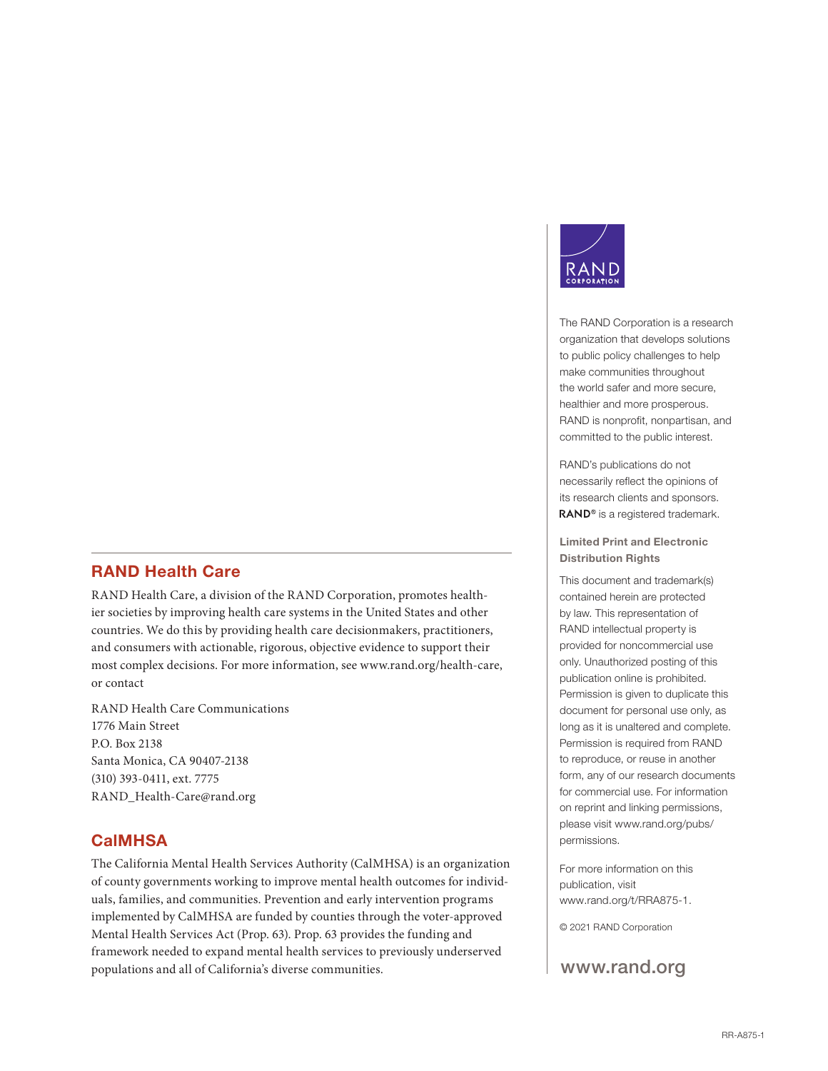## RAND Health Care

RAND Health Care, a division of the RAND Corporation, promotes healthier societies by improving health care systems in the United States and other countries. We do this by providing health care decisionmakers, practitioners, and consumers with actionable, rigorous, objective evidence to support their most complex decisions. For more information, see www.rand.org/health-care, or contact

RAND Health Care Communications
1776 Main Street
P.O. Box 2138
Santa Monica, CA 90407-2138
(310) 393-0411, ext. 7775
RAND_Health-Care@rand.org

## CalMHSA

The California Mental Health Services Authority (CalMHSA) is an organization of county governments working to improve mental health outcomes for individuals, families, and communities. Prevention and early intervention programs implemented by CalMHSA are funded by counties through the voter-approved Mental Health Services Act (Prop. 63). Prop. 63 provides the funding and framework needed to expand mental health services to previously underserved populations and all of California's diverse communities.

RAND CORPORATION

The RAND Corporation is a research organization that develops solutions to public policy challenges to help make communities throughout the world safer and more secure, healthier and more prosperous. RAND is nonprofit, nonpartisan, and committed to the public interest.

RAND's publications do not necessarily reflect the opinions of its research clients and sponsors. RAND® is a registered trademark.

**Limited Print and Electronic Distribution Rights**

This document and trademark(s) contained herein are protected by law. This representation of RAND intellectual property is provided for noncommercial use only. Unauthorized posting of this publication online is prohibited. Permission is given to duplicate this document for personal use only, as long as it is unaltered and complete. Permission is required from RAND to reproduce, or reuse in another form, any of our research documents for commercial use. For information on reprint and linking permissions, please visit www.rand.org/pubs/permissions.

For more information on this publication, visit www.rand.org/t/RRA875-1.

© 2021 RAND Corporation

www.rand.org

RR-A875-1